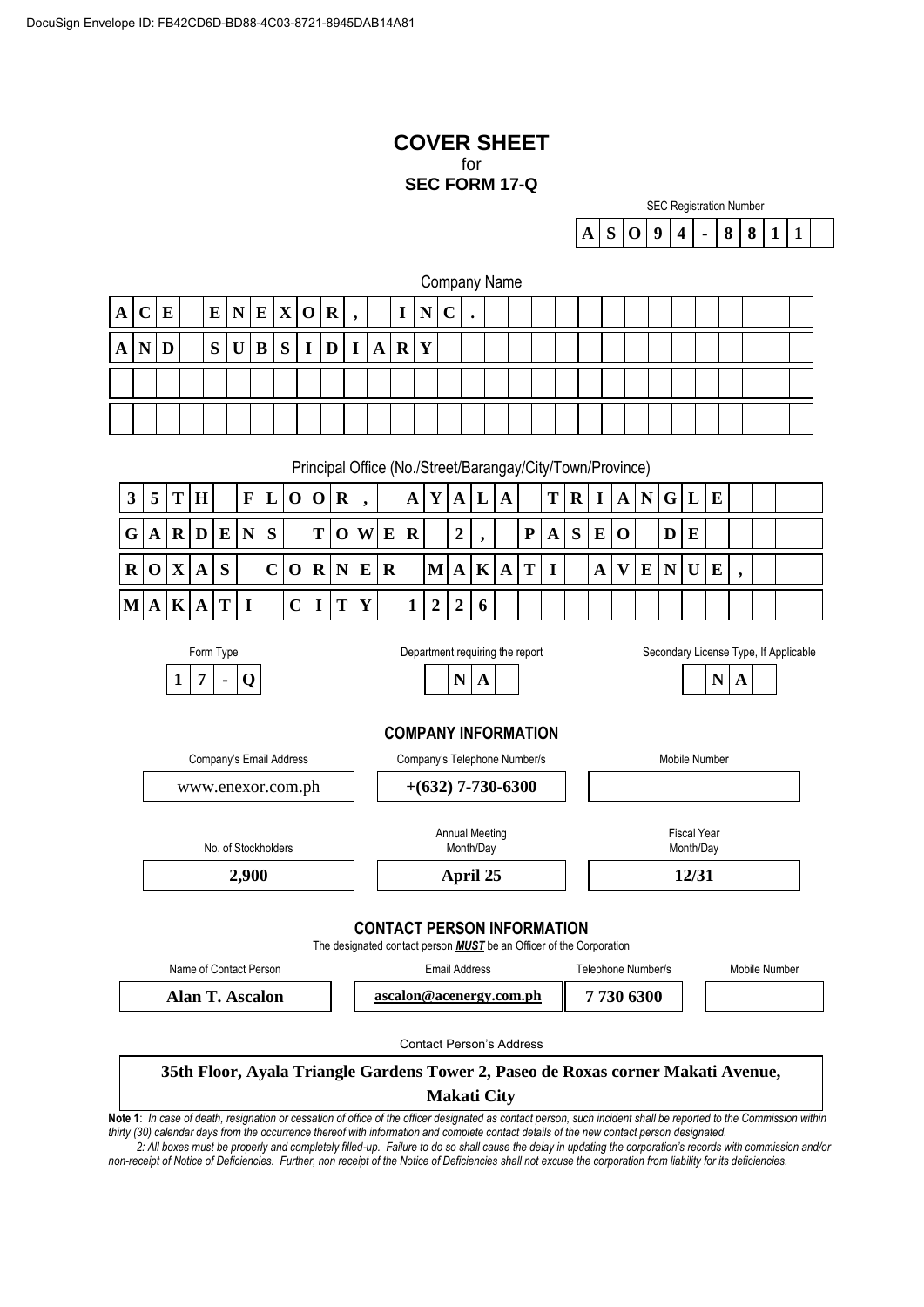DocuSign Envelope ID: FB42CD6D-BD88-4C03-8721-8945DAB14A81

# COVER SHEET
for
**SEC FORM 17-Q**

SEC Registration Number

**A S O 9 4 - 8 8 1 1**

Company Name

**ACE ENEXOR, INC.**
**AND SUBSIDIARY**

Principal Office (No./Street/Barangay/City/Town/Province)

**35TH FLOOR, AYALA TRIANGLE GARDENS TOWER 2, PASEO DE ROXAS CORNER MAKATI AVENUE, MAKATI CITY 1226**

| Form Type | Department requiring the report | Secondary License Type, If Applicable |
|---|---|---|
| **17-Q** | **NA** | **NA** |

## COMPANY INFORMATION

| Company's Email Address | Company's Telephone Number/s | Mobile Number |
|---|---|---|
| www.enexor.com.ph | **+(632) 7-730-6300** | |

| No. of Stockholders | Annual Meeting Month/Day | Fiscal Year Month/Day |
|---|---|---|
| **2,900** | **April 25** | **12/31** |

## CONTACT PERSON INFORMATION

The designated contact person ***MUST*** be an Officer of the Corporation

| Name of Contact Person | Email Address | Telephone Number/s | Mobile Number |
|---|---|---|---|
| **Alan T. Ascalon** | **ascalon@acenergy.com.ph** | **7 730 6300** | |

Contact Person's Address

**35th Floor, Ayala Triangle Gardens Tower 2, Paseo de Roxas corner Makati Avenue, Makati City**

**Note 1**: *In case of death, resignation or cessation of office of the officer designated as contact person, such incident shall be reported to the Commission within thirty (30) calendar days from the occurrence thereof with information and complete contact details of the new contact person designated.*

*2: All boxes must be properly and completely filled-up. Failure to do so shall cause the delay in updating the corporation's records with commission and/or non-receipt of Notice of Deficiencies. Further, non receipt of the Notice of Deficiencies shall not excuse the corporation from liability for its deficiencies.*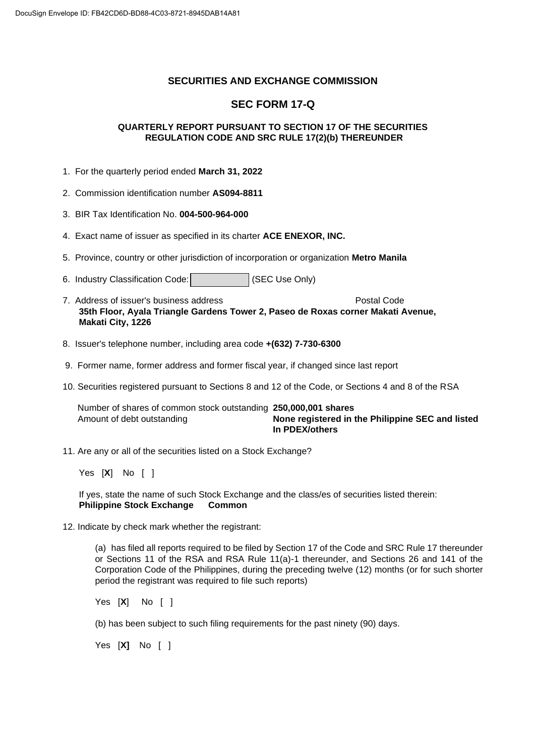## SECURITIES AND EXCHANGE COMMISSION

## SEC FORM 17-Q

### QUARTERLY REPORT PURSUANT TO SECTION 17 OF THE SECURITIES REGULATION CODE AND SRC RULE 17(2)(b) THEREUNDER

1. For the quarterly period ended **March 31, 2022**

2. Commission identification number **AS094-8811**

3. BIR Tax Identification No. **004-500-964-000**

4. Exact name of issuer as specified in its charter **ACE ENEXOR, INC.**

5. Province, country or other jurisdiction of incorporation or organization **Metro Manila**

6. Industry Classification Code: [ ] (SEC Use Only)

7. Address of issuer's business address Postal Code
   **35th Floor, Ayala Triangle Gardens Tower 2, Paseo de Roxas corner Makati Avenue, Makati City, 1226**

8. Issuer's telephone number, including area code **+(632) 7-730-6300**

9. Former name, former address and former fiscal year, if changed since last report

10. Securities registered pursuant to Sections 8 and 12 of the Code, or Sections 4 and 8 of the RSA

| | |
|---|---|
| Number of shares of common stock outstanding | **250,000,001 shares** |
| Amount of debt outstanding | **None registered in the Philippine SEC and listed In PDEX/others** |

11. Are any or all of the securities listed on a Stock Exchange?

    Yes [**X**] No [ ]

    If yes, state the name of such Stock Exchange and the class/es of securities listed therein:
    **Philippine Stock Exchange Common**

12. Indicate by check mark whether the registrant:

    (a) has filed all reports required to be filed by Section 17 of the Code and SRC Rule 17 thereunder or Sections 11 of the RSA and RSA Rule 11(a)-1 thereunder, and Sections 26 and 141 of the Corporation Code of the Philippines, during the preceding twelve (12) months (or for such shorter period the registrant was required to file such reports)

    Yes [**X**] No [ ]

    (b) has been subject to such filing requirements for the past ninety (90) days.

    Yes [**X**] No [ ]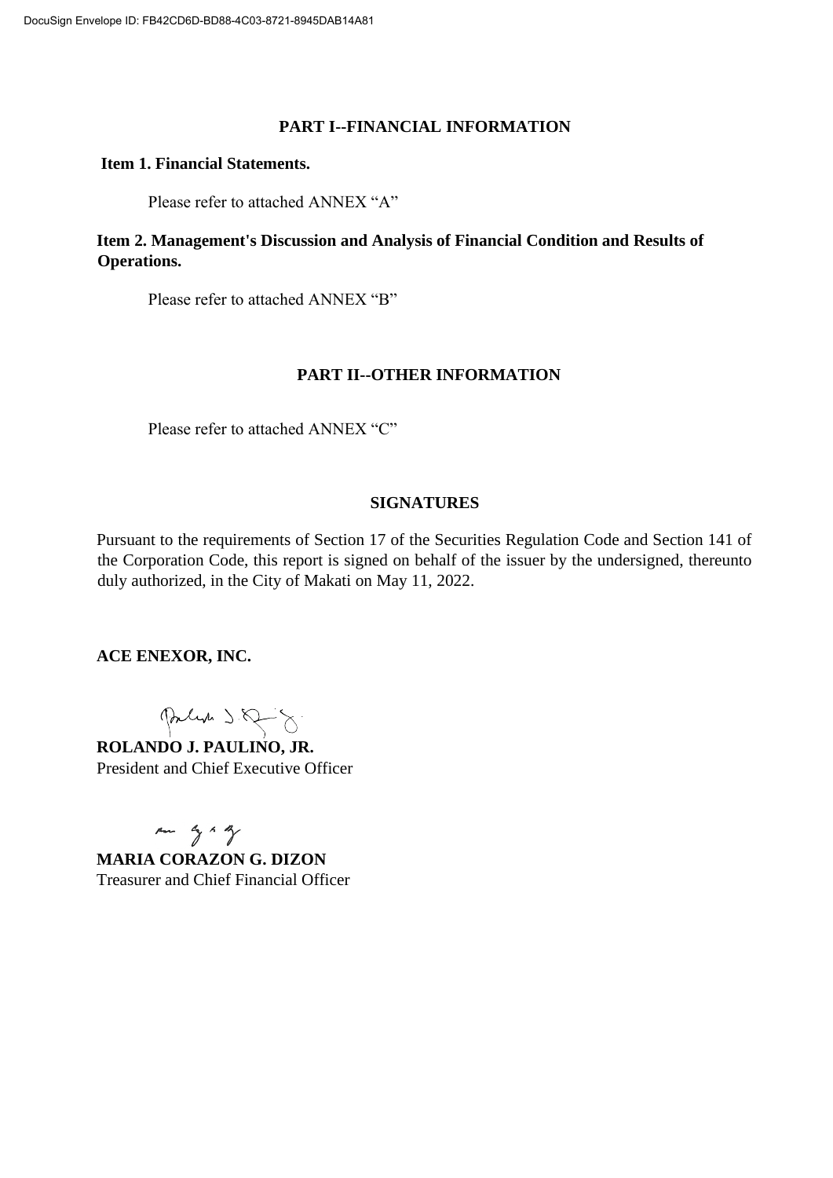## PART I--FINANCIAL INFORMATION

**Item 1. Financial Statements.**

Please refer to attached ANNEX "A"

**Item 2. Management's Discussion and Analysis of Financial Condition and Results of Operations.**

Please refer to attached ANNEX "B"

## PART II--OTHER INFORMATION

Please refer to attached ANNEX "C"

## SIGNATURES

Pursuant to the requirements of Section 17 of the Securities Regulation Code and Section 141 of the Corporation Code, this report is signed on behalf of the issuer by the undersigned, thereunto duly authorized, in the City of Makati on May 11, 2022.

**ACE ENEXOR, INC.**

**ROLANDO J. PAULINO, JR.**
President and Chief Executive Officer

**MARIA CORAZON G. DIZON**
Treasurer and Chief Financial Officer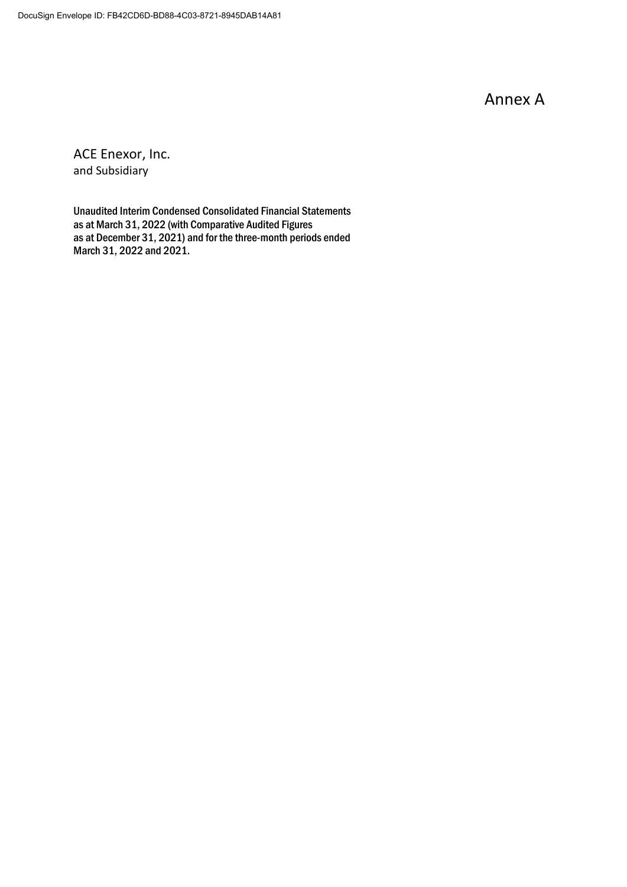Annex A

ACE Enexor, Inc.
and Subsidiary

**Unaudited Interim Condensed Consolidated Financial Statements as at March 31, 2022 (with Comparative Audited Figures as at December 31, 2021) and for the three-month periods ended March 31, 2022 and 2021.**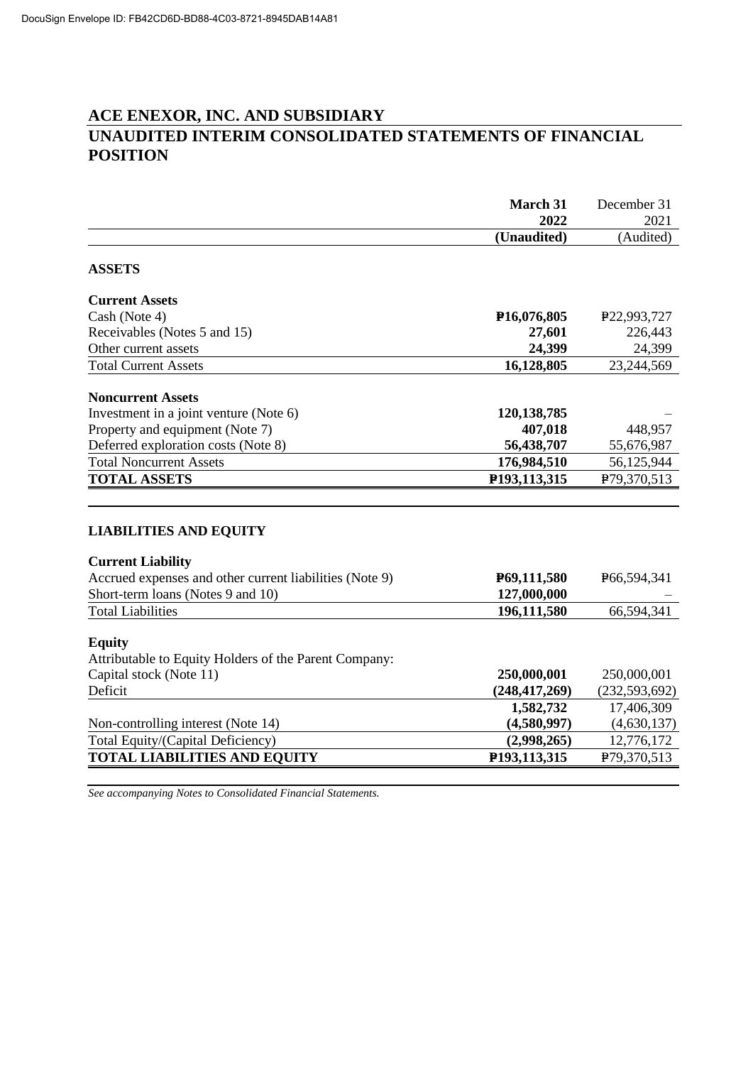# ACE ENEXOR, INC. AND SUBSIDIARY
## UNAUDITED INTERIM CONSOLIDATED STATEMENTS OF FINANCIAL POSITION

| | **March 31 2022 (Unaudited)** | December 31 2021 (Audited) |
|---|---|---|
| **ASSETS** | | |
| **Current Assets** | | |
| Cash (Note 4) | **₱16,076,805** | ₱22,993,727 |
| Receivables (Notes 5 and 15) | **27,601** | 226,443 |
| Other current assets | **24,399** | 24,399 |
| Total Current Assets | **16,128,805** | 23,244,569 |
| **Noncurrent Assets** | | |
| Investment in a joint venture (Note 6) | **120,138,785** | – |
| Property and equipment (Note 7) | **407,018** | 448,957 |
| Deferred exploration costs (Note 8) | **56,438,707** | 55,676,987 |
| Total Noncurrent Assets | **176,984,510** | 56,125,944 |
| **TOTAL ASSETS** | **₱193,113,315** | ₱79,370,513 |
| **LIABILITIES AND EQUITY** | | |
| **Current Liability** | | |
| Accrued expenses and other current liabilities (Note 9) | **₱69,111,580** | ₱66,594,341 |
| Short-term loans (Notes 9 and 10) | **127,000,000** | – |
| Total Liabilities | **196,111,580** | 66,594,341 |
| **Equity** | | |
| Attributable to Equity Holders of the Parent Company: | | |
| Capital stock (Note 11) | **250,000,001** | 250,000,001 |
| Deficit | **(248,417,269)** | (232,593,692) |
| | **1,582,732** | 17,406,309 |
| Non-controlling interest (Note 14) | **(4,580,997)** | (4,630,137) |
| Total Equity/(Capital Deficiency) | **(2,998,265)** | 12,776,172 |
| **TOTAL LIABILITIES AND EQUITY** | **₱193,113,315** | ₱79,370,513 |

*See accompanying Notes to Consolidated Financial Statements.*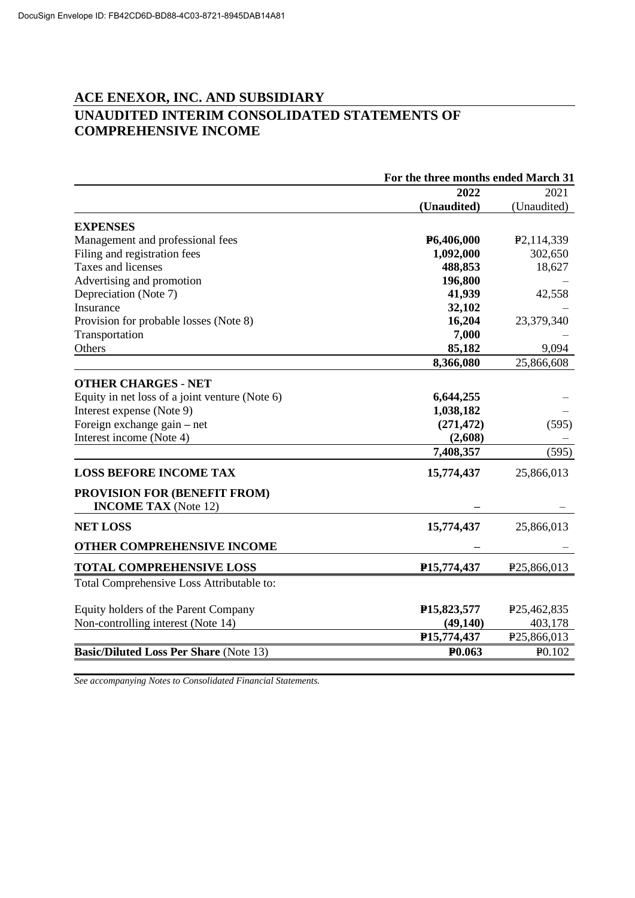## ACE ENEXOR, INC. AND SUBSIDIARY

## UNAUDITED INTERIM CONSOLIDATED STATEMENTS OF COMPREHENSIVE INCOME

| | For the three months ended March 31 | |
|---|---|---|
| | **2022** | 2021 |
| | **(Unaudited)** | (Unaudited) |
| **EXPENSES** | | |
| Management and professional fees | **₱6,406,000** | ₱2,114,339 |
| Filing and registration fees | **1,092,000** | 302,650 |
| Taxes and licenses | **488,853** | 18,627 |
| Advertising and promotion | **196,800** | – |
| Depreciation (Note 7) | **41,939** | 42,558 |
| Insurance | **32,102** | – |
| Provision for probable losses (Note 8) | **16,204** | 23,379,340 |
| Transportation | **7,000** | – |
| Others | **85,182** | 9,094 |
| | **8,366,080** | 25,866,608 |
| **OTHER CHARGES - NET** | | |
| Equity in net loss of a joint venture (Note 6) | **6,644,255** | – |
| Interest expense (Note 9) | **1,038,182** | – |
| Foreign exchange gain – net | **(271,472)** | (595) |
| Interest income (Note 4) | **(2,608)** | – |
| | **7,408,357** | (595) |
| **LOSS BEFORE INCOME TAX** | **15,774,437** | 25,866,013 |
| **PROVISION FOR (BENEFIT FROM) INCOME TAX** (Note 12) | **–** | – |
| **NET LOSS** | **15,774,437** | 25,866,013 |
| **OTHER COMPREHENSIVE INCOME** | **–** | – |
| **TOTAL COMPREHENSIVE LOSS** | **₱15,774,437** | ₱25,866,013 |
| Total Comprehensive Loss Attributable to: | | |
| Equity holders of the Parent Company | **₱15,823,577** | ₱25,462,835 |
| Non-controlling interest (Note 14) | **(49,140)** | 403,178 |
| | **₱15,774,437** | ₱25,866,013 |
| **Basic/Diluted Loss Per Share** (Note 13) | **₱0.063** | ₱0.102 |

*See accompanying Notes to Consolidated Financial Statements.*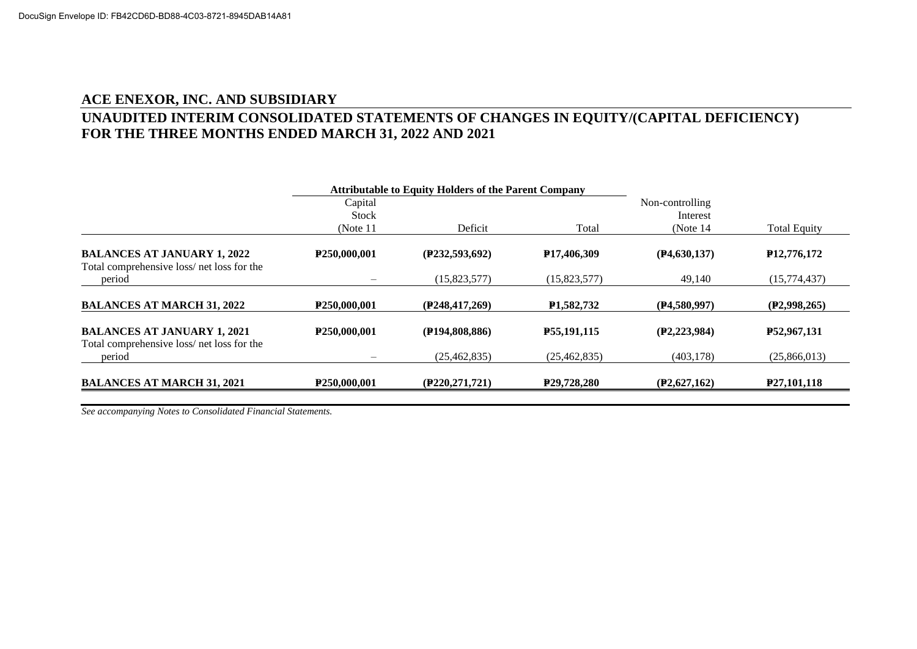## ACE ENEXOR, INC. AND SUBSIDIARY

## UNAUDITED INTERIM CONSOLIDATED STATEMENTS OF CHANGES IN EQUITY/(CAPITAL DEFICIENCY) FOR THE THREE MONTHS ENDED MARCH 31, 2022 AND 2021

| | Attributable to Equity Holders of the Parent Company | | | | |
|---|---|---|---|---|---|
| | Capital Stock (Note 11 | Deficit | Total | Non-controlling Interest (Note 14 | Total Equity |
| **BALANCES AT JANUARY 1, 2022** | **₱250,000,001** | **(₱232,593,692)** | **₱17,406,309** | **(₱4,630,137)** | **₱12,776,172** |
| Total comprehensive loss/ net loss for the period | – | (15,823,577) | (15,823,577) | 49,140 | (15,774,437) |
| **BALANCES AT MARCH 31, 2022** | **₱250,000,001** | **(₱248,417,269)** | **₱1,582,732** | **(₱4,580,997)** | **(₱2,998,265)** |
| **BALANCES AT JANUARY 1, 2021** | **₱250,000,001** | **(₱194,808,886)** | **₱55,191,115** | **(₱2,223,984)** | **₱52,967,131** |
| Total comprehensive loss/ net loss for the period | – | (25,462,835) | (25,462,835) | (403,178) | (25,866,013) |
| **BALANCES AT MARCH 31, 2021** | **₱250,000,001** | **(₱220,271,721)** | **₱29,728,280** | **(₱2,627,162)** | **₱27,101,118** |

*See accompanying Notes to Consolidated Financial Statements.*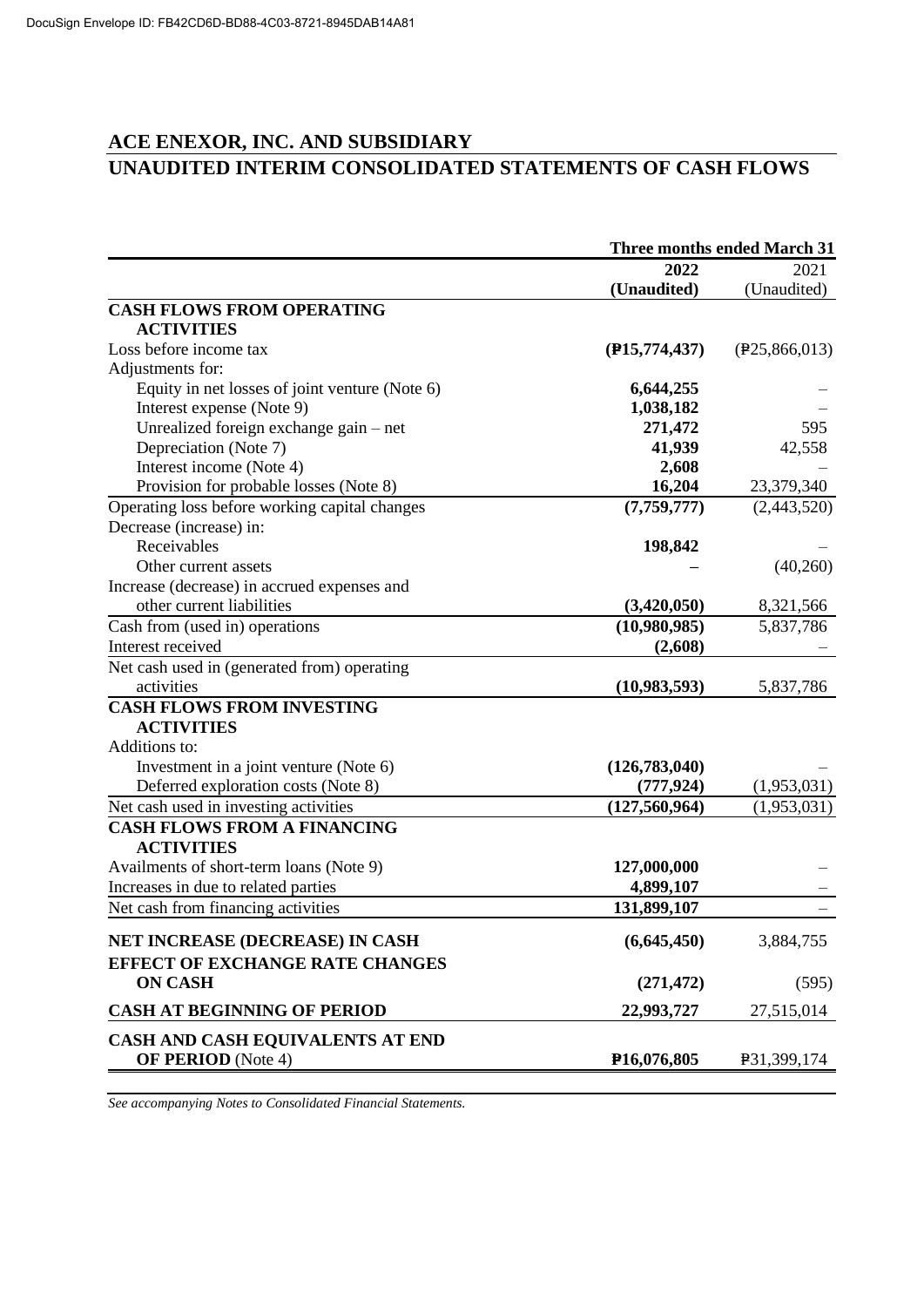# ACE ENEXOR, INC. AND SUBSIDIARY

## UNAUDITED INTERIM CONSOLIDATED STATEMENTS OF CASH FLOWS

| | Three months ended March 31 | |
|---|---|---|
| | **2022 (Unaudited)** | 2021 (Unaudited) |
| **CASH FLOWS FROM OPERATING ACTIVITIES** | | |
| Loss before income tax | **(₱15,774,437)** | (₱25,866,013) |
| Adjustments for: | | |
| Equity in net losses of joint venture (Note 6) | **6,644,255** | – |
| Interest expense (Note 9) | **1,038,182** | – |
| Unrealized foreign exchange gain – net | **271,472** | 595 |
| Depreciation (Note 7) | **41,939** | 42,558 |
| Interest income (Note 4) | **2,608** | – |
| Provision for probable losses (Note 8) | **16,204** | 23,379,340 |
| Operating loss before working capital changes | **(7,759,777)** | (2,443,520) |
| Decrease (increase) in: | | |
| Receivables | **198,842** | – |
| Other current assets | **–** | (40,260) |
| Increase (decrease) in accrued expenses and other current liabilities | **(3,420,050)** | 8,321,566 |
| Cash from (used in) operations | **(10,980,985)** | 5,837,786 |
| Interest received | **(2,608)** | – |
| Net cash used in (generated from) operating activities | **(10,983,593)** | 5,837,786 |
| **CASH FLOWS FROM INVESTING ACTIVITIES** | | |
| Additions to: | | |
| Investment in a joint venture (Note 6) | **(126,783,040)** | – |
| Deferred exploration costs (Note 8) | **(777,924)** | (1,953,031) |
| Net cash used in investing activities | **(127,560,964)** | (1,953,031) |
| **CASH FLOWS FROM A FINANCING ACTIVITIES** | | |
| Availments of short-term loans (Note 9) | **127,000,000** | – |
| Increases in due to related parties | **4,899,107** | – |
| Net cash from financing activities | **131,899,107** | – |
| **NET INCREASE (DECREASE) IN CASH** | **(6,645,450)** | 3,884,755 |
| **EFFECT OF EXCHANGE RATE CHANGES ON CASH** | **(271,472)** | (595) |
| **CASH AT BEGINNING OF PERIOD** | **22,993,727** | 27,515,014 |
| **CASH AND CASH EQUIVALENTS AT END OF PERIOD** (Note 4) | **₱16,076,805** | ₱31,399,174 |

*See accompanying Notes to Consolidated Financial Statements.*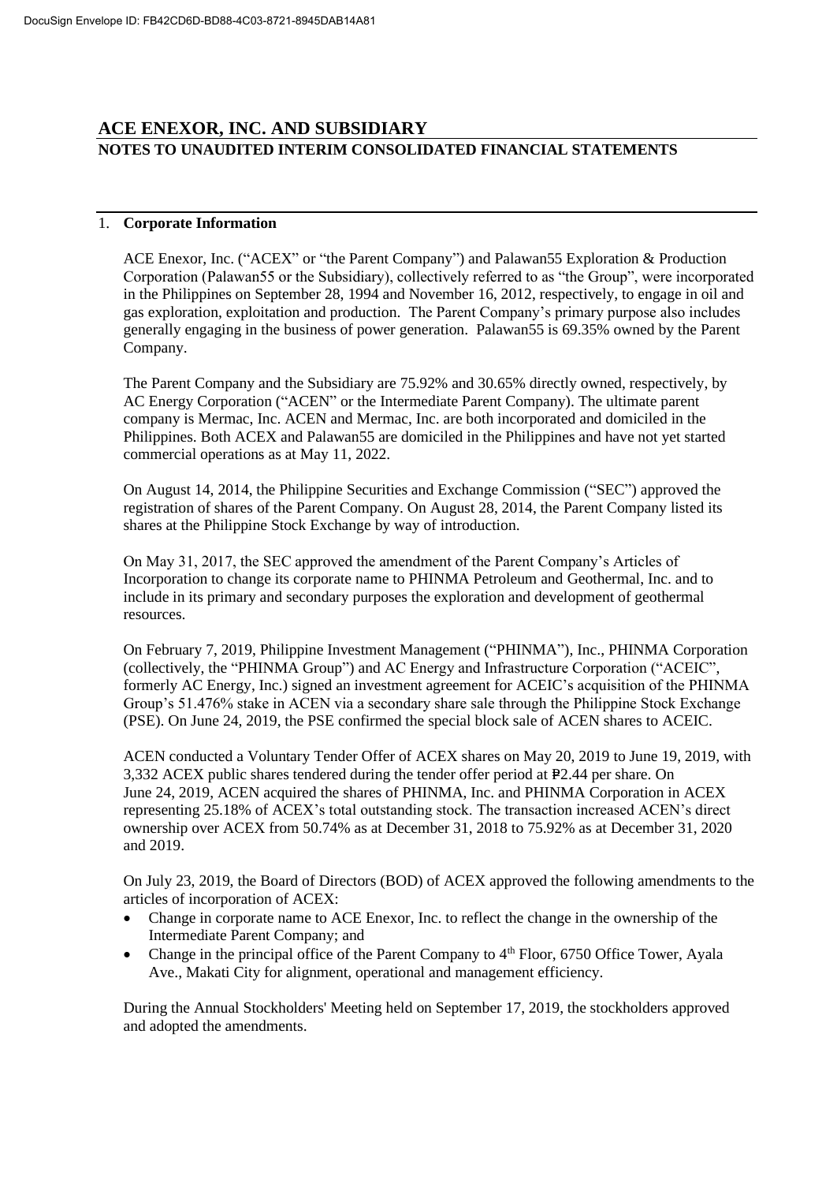# ACE ENEXOR, INC. AND SUBSIDIARY

## NOTES TO UNAUDITED INTERIM CONSOLIDATED FINANCIAL STATEMENTS

### 1. Corporate Information

ACE Enexor, Inc. ("ACEX" or "the Parent Company") and Palawan55 Exploration & Production Corporation (Palawan55 or the Subsidiary), collectively referred to as "the Group", were incorporated in the Philippines on September 28, 1994 and November 16, 2012, respectively, to engage in oil and gas exploration, exploitation and production. The Parent Company's primary purpose also includes generally engaging in the business of power generation. Palawan55 is 69.35% owned by the Parent Company.

The Parent Company and the Subsidiary are 75.92% and 30.65% directly owned, respectively, by AC Energy Corporation ("ACEN" or the Intermediate Parent Company). The ultimate parent company is Mermac, Inc. ACEN and Mermac, Inc. are both incorporated and domiciled in the Philippines. Both ACEX and Palawan55 are domiciled in the Philippines and have not yet started commercial operations as at May 11, 2022.

On August 14, 2014, the Philippine Securities and Exchange Commission ("SEC") approved the registration of shares of the Parent Company. On August 28, 2014, the Parent Company listed its shares at the Philippine Stock Exchange by way of introduction.

On May 31, 2017, the SEC approved the amendment of the Parent Company's Articles of Incorporation to change its corporate name to PHINMA Petroleum and Geothermal, Inc. and to include in its primary and secondary purposes the exploration and development of geothermal resources.

On February 7, 2019, Philippine Investment Management ("PHINMA"), Inc., PHINMA Corporation (collectively, the "PHINMA Group") and AC Energy and Infrastructure Corporation ("ACEIC", formerly AC Energy, Inc.) signed an investment agreement for ACEIC's acquisition of the PHINMA Group's 51.476% stake in ACEN via a secondary share sale through the Philippine Stock Exchange (PSE). On June 24, 2019, the PSE confirmed the special block sale of ACEN shares to ACEIC.

ACEN conducted a Voluntary Tender Offer of ACEX shares on May 20, 2019 to June 19, 2019, with 3,332 ACEX public shares tendered during the tender offer period at ₱2.44 per share. On June 24, 2019, ACEN acquired the shares of PHINMA, Inc. and PHINMA Corporation in ACEX representing 25.18% of ACEX's total outstanding stock. The transaction increased ACEN's direct ownership over ACEX from 50.74% as at December 31, 2018 to 75.92% as at December 31, 2020 and 2019.

On July 23, 2019, the Board of Directors (BOD) of ACEX approved the following amendments to the articles of incorporation of ACEX:

- Change in corporate name to ACE Enexor, Inc. to reflect the change in the ownership of the Intermediate Parent Company; and
- Change in the principal office of the Parent Company to 4th Floor, 6750 Office Tower, Ayala Ave., Makati City for alignment, operational and management efficiency.

During the Annual Stockholders' Meeting held on September 17, 2019, the stockholders approved and adopted the amendments.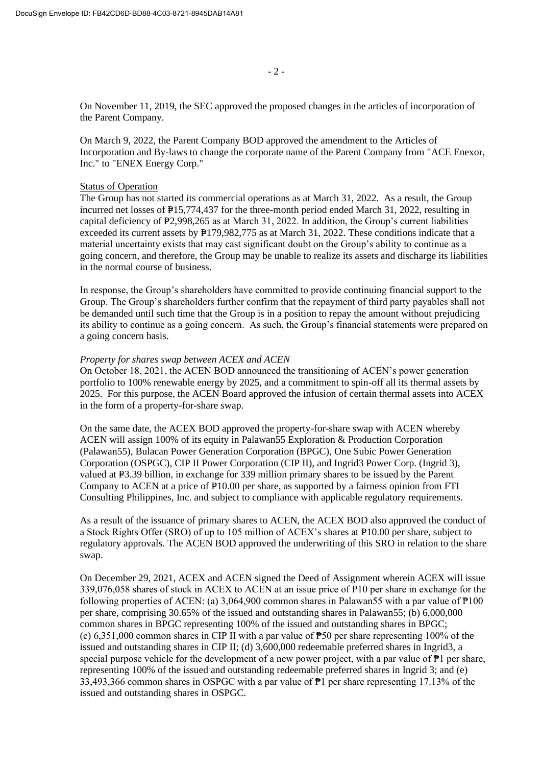On November 11, 2019, the SEC approved the proposed changes in the articles of incorporation of the Parent Company.

On March 9, 2022, the Parent Company BOD approved the amendment to the Articles of Incorporation and By-laws to change the corporate name of the Parent Company from "ACE Enexor, Inc." to "ENEX Energy Corp."

Status of Operation

The Group has not started its commercial operations as at March 31, 2022. As a result, the Group incurred net losses of ₱15,774,437 for the three-month period ended March 31, 2022, resulting in capital deficiency of ₱2,998,265 as at March 31, 2022. In addition, the Group's current liabilities exceeded its current assets by ₱179,982,775 as at March 31, 2022. These conditions indicate that a material uncertainty exists that may cast significant doubt on the Group's ability to continue as a going concern, and therefore, the Group may be unable to realize its assets and discharge its liabilities in the normal course of business.

In response, the Group's shareholders have committed to provide continuing financial support to the Group. The Group's shareholders further confirm that the repayment of third party payables shall not be demanded until such time that the Group is in a position to repay the amount without prejudicing its ability to continue as a going concern. As such, the Group's financial statements were prepared on a going concern basis.

*Property for shares swap between ACEX and ACEN*

On October 18, 2021, the ACEN BOD announced the transitioning of ACEN's power generation portfolio to 100% renewable energy by 2025, and a commitment to spin-off all its thermal assets by 2025. For this purpose, the ACEN Board approved the infusion of certain thermal assets into ACEX in the form of a property-for-share swap.

On the same date, the ACEX BOD approved the property-for-share swap with ACEN whereby ACEN will assign 100% of its equity in Palawan55 Exploration & Production Corporation (Palawan55), Bulacan Power Generation Corporation (BPGC), One Subic Power Generation Corporation (OSPGC), CIP II Power Corporation (CIP II), and Ingrid3 Power Corp. (Ingrid 3), valued at ₱3.39 billion, in exchange for 339 million primary shares to be issued by the Parent Company to ACEN at a price of ₱10.00 per share, as supported by a fairness opinion from FTI Consulting Philippines, Inc. and subject to compliance with applicable regulatory requirements.

As a result of the issuance of primary shares to ACEN, the ACEX BOD also approved the conduct of a Stock Rights Offer (SRO) of up to 105 million of ACEX's shares at ₱10.00 per share, subject to regulatory approvals. The ACEN BOD approved the underwriting of this SRO in relation to the share swap.

On December 29, 2021, ACEX and ACEN signed the Deed of Assignment wherein ACEX will issue 339,076,058 shares of stock in ACEX to ACEN at an issue price of ₱10 per share in exchange for the following properties of ACEN: (a) 3,064,900 common shares in Palawan55 with a par value of ₱100 per share, comprising 30.65% of the issued and outstanding shares in Palawan55; (b) 6,000,000 common shares in BPGC representing 100% of the issued and outstanding shares in BPGC; (c) 6,351,000 common shares in CIP II with a par value of ₱50 per share representing 100% of the issued and outstanding shares in CIP II; (d) 3,600,000 redeemable preferred shares in Ingrid3, a special purpose vehicle for the development of a new power project, with a par value of ₱1 per share, representing 100% of the issued and outstanding redeemable preferred shares in Ingrid 3; and (e) 33,493,366 common shares in OSPGC with a par value of ₱1 per share representing 17.13% of the issued and outstanding shares in OSPGC.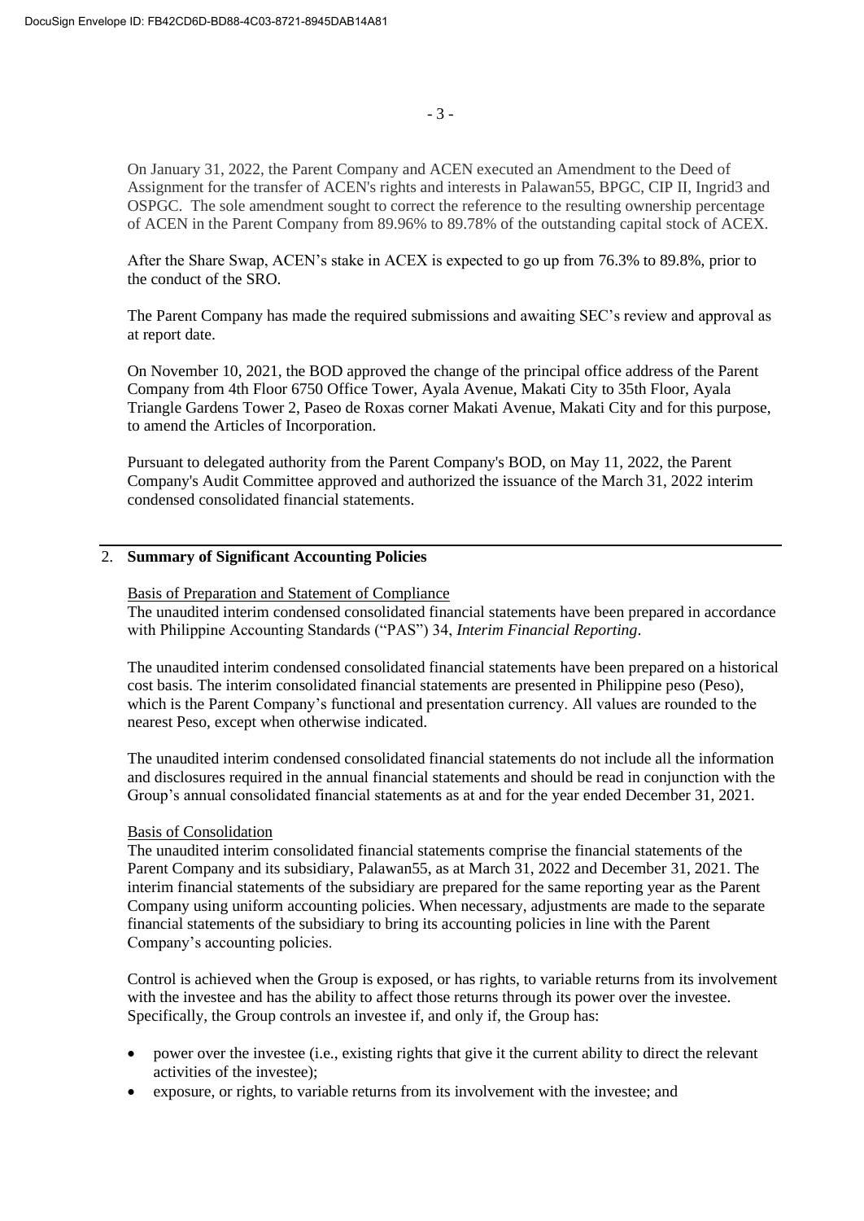On January 31, 2022, the Parent Company and ACEN executed an Amendment to the Deed of Assignment for the transfer of ACEN's rights and interests in Palawan55, BPGC, CIP II, Ingrid3 and OSPGC. The sole amendment sought to correct the reference to the resulting ownership percentage of ACEN in the Parent Company from 89.96% to 89.78% of the outstanding capital stock of ACEX.

After the Share Swap, ACEN's stake in ACEX is expected to go up from 76.3% to 89.8%, prior to the conduct of the SRO.

The Parent Company has made the required submissions and awaiting SEC's review and approval as at report date.

On November 10, 2021, the BOD approved the change of the principal office address of the Parent Company from 4th Floor 6750 Office Tower, Ayala Avenue, Makati City to 35th Floor, Ayala Triangle Gardens Tower 2, Paseo de Roxas corner Makati Avenue, Makati City and for this purpose, to amend the Articles of Incorporation.

Pursuant to delegated authority from the Parent Company's BOD, on May 11, 2022, the Parent Company's Audit Committee approved and authorized the issuance of the March 31, 2022 interim condensed consolidated financial statements.

## 2. Summary of Significant Accounting Policies

Basis of Preparation and Statement of Compliance

The unaudited interim condensed consolidated financial statements have been prepared in accordance with Philippine Accounting Standards ("PAS") 34, *Interim Financial Reporting*.

The unaudited interim condensed consolidated financial statements have been prepared on a historical cost basis. The interim consolidated financial statements are presented in Philippine peso (Peso), which is the Parent Company's functional and presentation currency. All values are rounded to the nearest Peso, except when otherwise indicated.

The unaudited interim condensed consolidated financial statements do not include all the information and disclosures required in the annual financial statements and should be read in conjunction with the Group's annual consolidated financial statements as at and for the year ended December 31, 2021.

Basis of Consolidation

The unaudited interim consolidated financial statements comprise the financial statements of the Parent Company and its subsidiary, Palawan55, as at March 31, 2022 and December 31, 2021. The interim financial statements of the subsidiary are prepared for the same reporting year as the Parent Company using uniform accounting policies. When necessary, adjustments are made to the separate financial statements of the subsidiary to bring its accounting policies in line with the Parent Company's accounting policies.

Control is achieved when the Group is exposed, or has rights, to variable returns from its involvement with the investee and has the ability to affect those returns through its power over the investee. Specifically, the Group controls an investee if, and only if, the Group has:

- power over the investee (i.e., existing rights that give it the current ability to direct the relevant activities of the investee);
- exposure, or rights, to variable returns from its involvement with the investee; and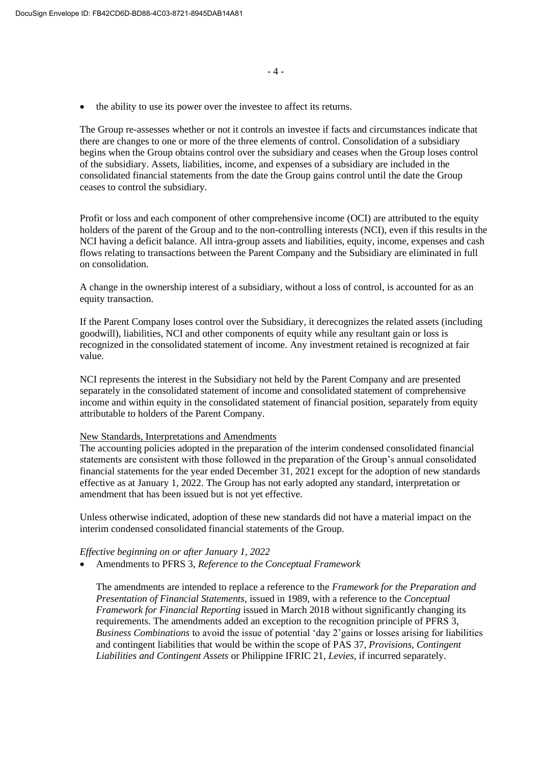- the ability to use its power over the investee to affect its returns.

The Group re-assesses whether or not it controls an investee if facts and circumstances indicate that there are changes to one or more of the three elements of control. Consolidation of a subsidiary begins when the Group obtains control over the subsidiary and ceases when the Group loses control of the subsidiary. Assets, liabilities, income, and expenses of a subsidiary are included in the consolidated financial statements from the date the Group gains control until the date the Group ceases to control the subsidiary.

Profit or loss and each component of other comprehensive income (OCI) are attributed to the equity holders of the parent of the Group and to the non-controlling interests (NCI), even if this results in the NCI having a deficit balance. All intra-group assets and liabilities, equity, income, expenses and cash flows relating to transactions between the Parent Company and the Subsidiary are eliminated in full on consolidation.

A change in the ownership interest of a subsidiary, without a loss of control, is accounted for as an equity transaction.

If the Parent Company loses control over the Subsidiary, it derecognizes the related assets (including goodwill), liabilities, NCI and other components of equity while any resultant gain or loss is recognized in the consolidated statement of income. Any investment retained is recognized at fair value.

NCI represents the interest in the Subsidiary not held by the Parent Company and are presented separately in the consolidated statement of income and consolidated statement of comprehensive income and within equity in the consolidated statement of financial position, separately from equity attributable to holders of the Parent Company.

New Standards, Interpretations and Amendments

The accounting policies adopted in the preparation of the interim condensed consolidated financial statements are consistent with those followed in the preparation of the Group's annual consolidated financial statements for the year ended December 31, 2021 except for the adoption of new standards effective as at January 1, 2022. The Group has not early adopted any standard, interpretation or amendment that has been issued but is not yet effective.

Unless otherwise indicated, adoption of these new standards did not have a material impact on the interim condensed consolidated financial statements of the Group.

*Effective beginning on or after January 1, 2022*

- Amendments to PFRS 3, *Reference to the Conceptual Framework*

  The amendments are intended to replace a reference to the *Framework for the Preparation and Presentation of Financial Statements*, issued in 1989, with a reference to the *Conceptual Framework for Financial Reporting* issued in March 2018 without significantly changing its requirements. The amendments added an exception to the recognition principle of PFRS 3, *Business Combinations* to avoid the issue of potential 'day 2'gains or losses arising for liabilities and contingent liabilities that would be within the scope of PAS 37, *Provisions, Contingent Liabilities and Contingent Assets* or Philippine IFRIC 21, *Levies*, if incurred separately.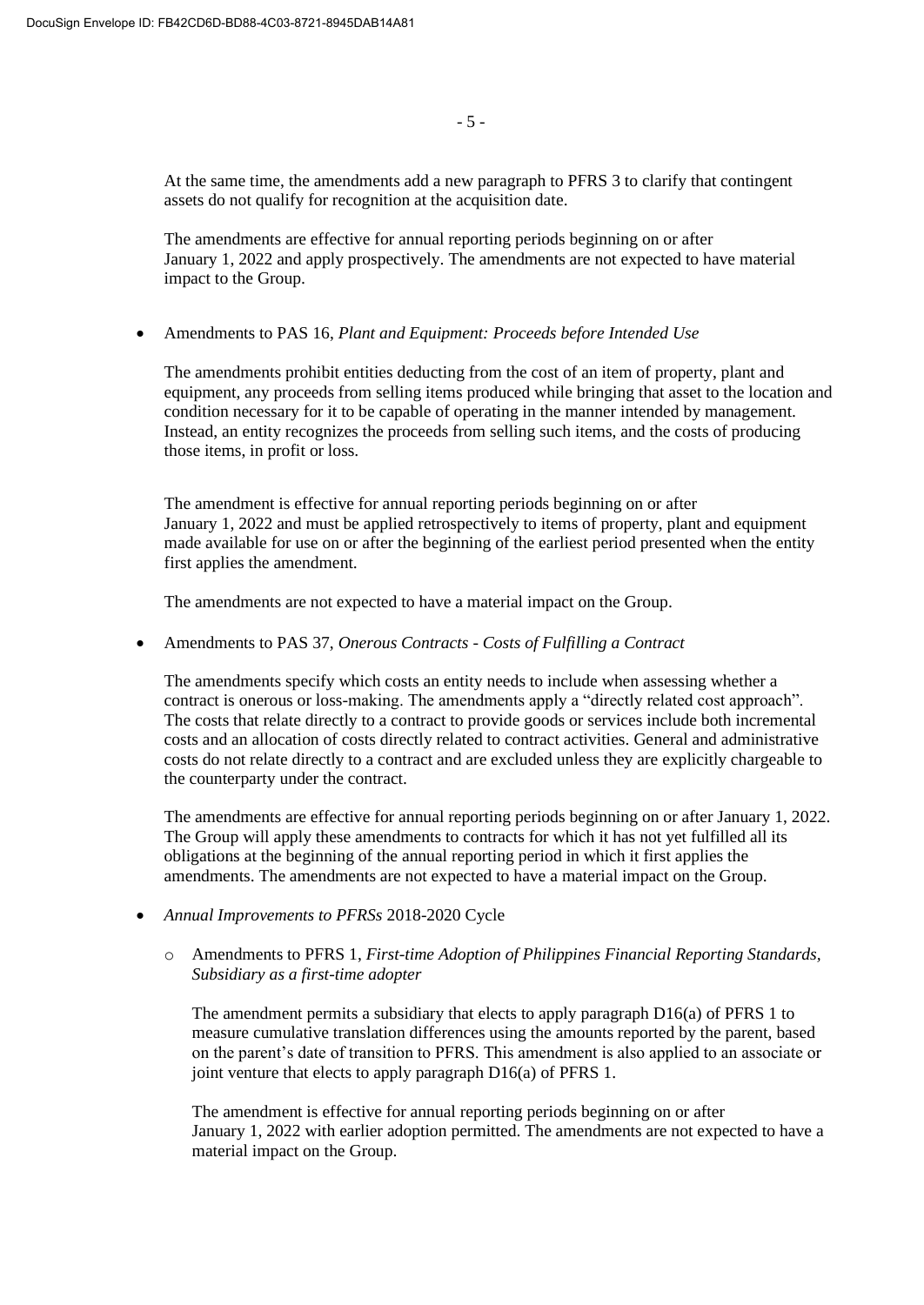At the same time, the amendments add a new paragraph to PFRS 3 to clarify that contingent assets do not qualify for recognition at the acquisition date.

The amendments are effective for annual reporting periods beginning on or after January 1, 2022 and apply prospectively. The amendments are not expected to have material impact to the Group.

- Amendments to PAS 16, *Plant and Equipment: Proceeds before Intended Use*

  The amendments prohibit entities deducting from the cost of an item of property, plant and equipment, any proceeds from selling items produced while bringing that asset to the location and condition necessary for it to be capable of operating in the manner intended by management. Instead, an entity recognizes the proceeds from selling such items, and the costs of producing those items, in profit or loss.

  The amendment is effective for annual reporting periods beginning on or after January 1, 2022 and must be applied retrospectively to items of property, plant and equipment made available for use on or after the beginning of the earliest period presented when the entity first applies the amendment.

  The amendments are not expected to have a material impact on the Group.

- Amendments to PAS 37, *Onerous Contracts - Costs of Fulfilling a Contract*

  The amendments specify which costs an entity needs to include when assessing whether a contract is onerous or loss-making. The amendments apply a "directly related cost approach". The costs that relate directly to a contract to provide goods or services include both incremental costs and an allocation of costs directly related to contract activities. General and administrative costs do not relate directly to a contract and are excluded unless they are explicitly chargeable to the counterparty under the contract.

  The amendments are effective for annual reporting periods beginning on or after January 1, 2022. The Group will apply these amendments to contracts for which it has not yet fulfilled all its obligations at the beginning of the annual reporting period in which it first applies the amendments. The amendments are not expected to have a material impact on the Group.

- *Annual Improvements to PFRSs* 2018-2020 Cycle

  - Amendments to PFRS 1, *First-time Adoption of Philippines Financial Reporting Standards, Subsidiary as a first-time adopter*

    The amendment permits a subsidiary that elects to apply paragraph D16(a) of PFRS 1 to measure cumulative translation differences using the amounts reported by the parent, based on the parent's date of transition to PFRS. This amendment is also applied to an associate or joint venture that elects to apply paragraph D16(a) of PFRS 1.

    The amendment is effective for annual reporting periods beginning on or after January 1, 2022 with earlier adoption permitted. The amendments are not expected to have a material impact on the Group.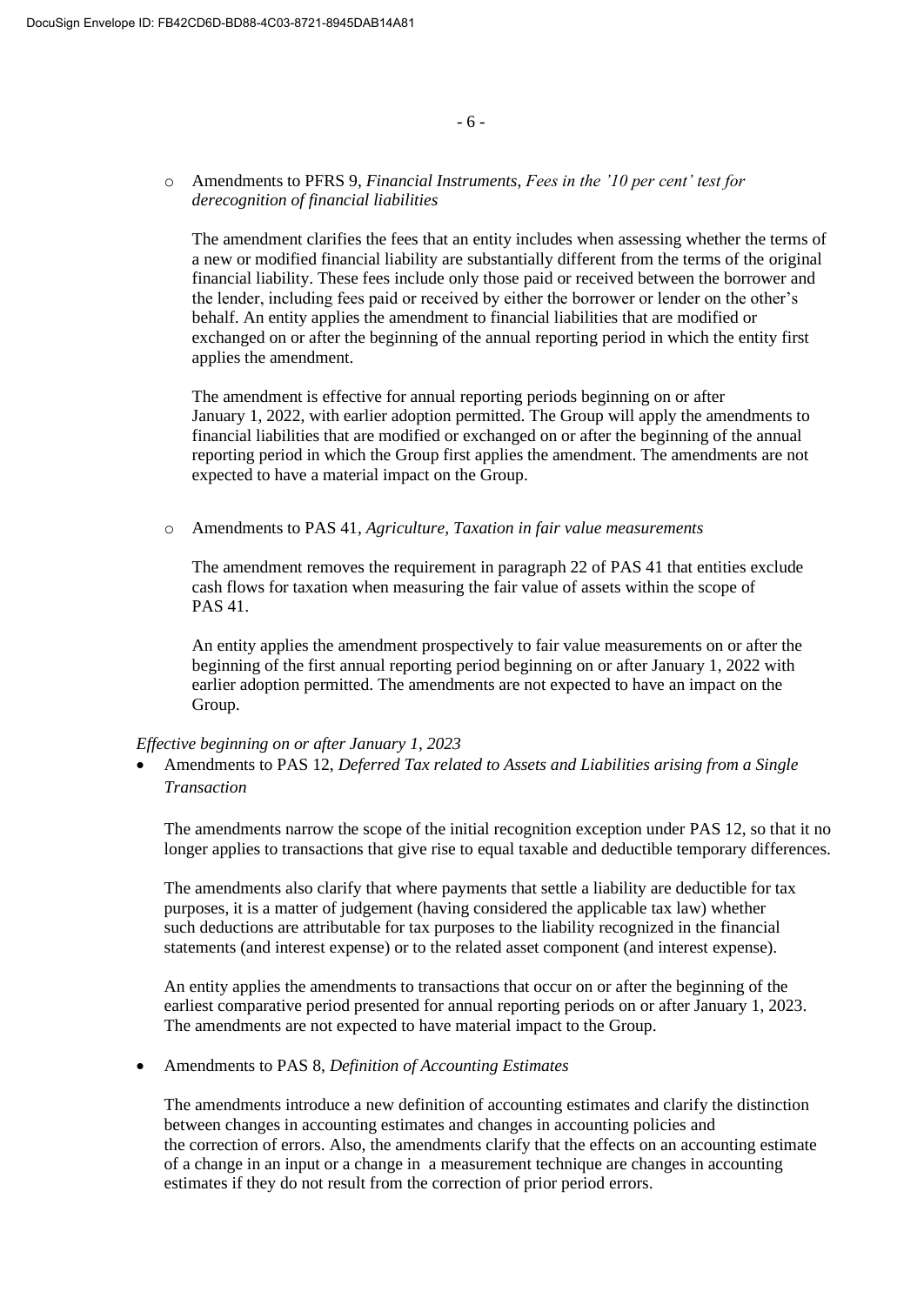- Amendments to PFRS 9, *Financial Instruments*, *Fees in the '10 per cent' test for derecognition of financial liabilities*

  The amendment clarifies the fees that an entity includes when assessing whether the terms of a new or modified financial liability are substantially different from the terms of the original financial liability. These fees include only those paid or received between the borrower and the lender, including fees paid or received by either the borrower or lender on the other's behalf. An entity applies the amendment to financial liabilities that are modified or exchanged on or after the beginning of the annual reporting period in which the entity first applies the amendment.

  The amendment is effective for annual reporting periods beginning on or after January 1, 2022, with earlier adoption permitted. The Group will apply the amendments to financial liabilities that are modified or exchanged on or after the beginning of the annual reporting period in which the Group first applies the amendment. The amendments are not expected to have a material impact on the Group.

- Amendments to PAS 41, *Agriculture, Taxation in fair value measurements*

  The amendment removes the requirement in paragraph 22 of PAS 41 that entities exclude cash flows for taxation when measuring the fair value of assets within the scope of PAS 41.

  An entity applies the amendment prospectively to fair value measurements on or after the beginning of the first annual reporting period beginning on or after January 1, 2022 with earlier adoption permitted. The amendments are not expected to have an impact on the Group.

*Effective beginning on or after January 1, 2023*

- Amendments to PAS 12, *Deferred Tax related to Assets and Liabilities arising from a Single Transaction*

  The amendments narrow the scope of the initial recognition exception under PAS 12, so that it no longer applies to transactions that give rise to equal taxable and deductible temporary differences.

  The amendments also clarify that where payments that settle a liability are deductible for tax purposes, it is a matter of judgement (having considered the applicable tax law) whether such deductions are attributable for tax purposes to the liability recognized in the financial statements (and interest expense) or to the related asset component (and interest expense).

  An entity applies the amendments to transactions that occur on or after the beginning of the earliest comparative period presented for annual reporting periods on or after January 1, 2023. The amendments are not expected to have material impact to the Group.

- Amendments to PAS 8, *Definition of Accounting Estimates*

  The amendments introduce a new definition of accounting estimates and clarify the distinction between changes in accounting estimates and changes in accounting policies and the correction of errors. Also, the amendments clarify that the effects on an accounting estimate of a change in an input or a change in a measurement technique are changes in accounting estimates if they do not result from the correction of prior period errors.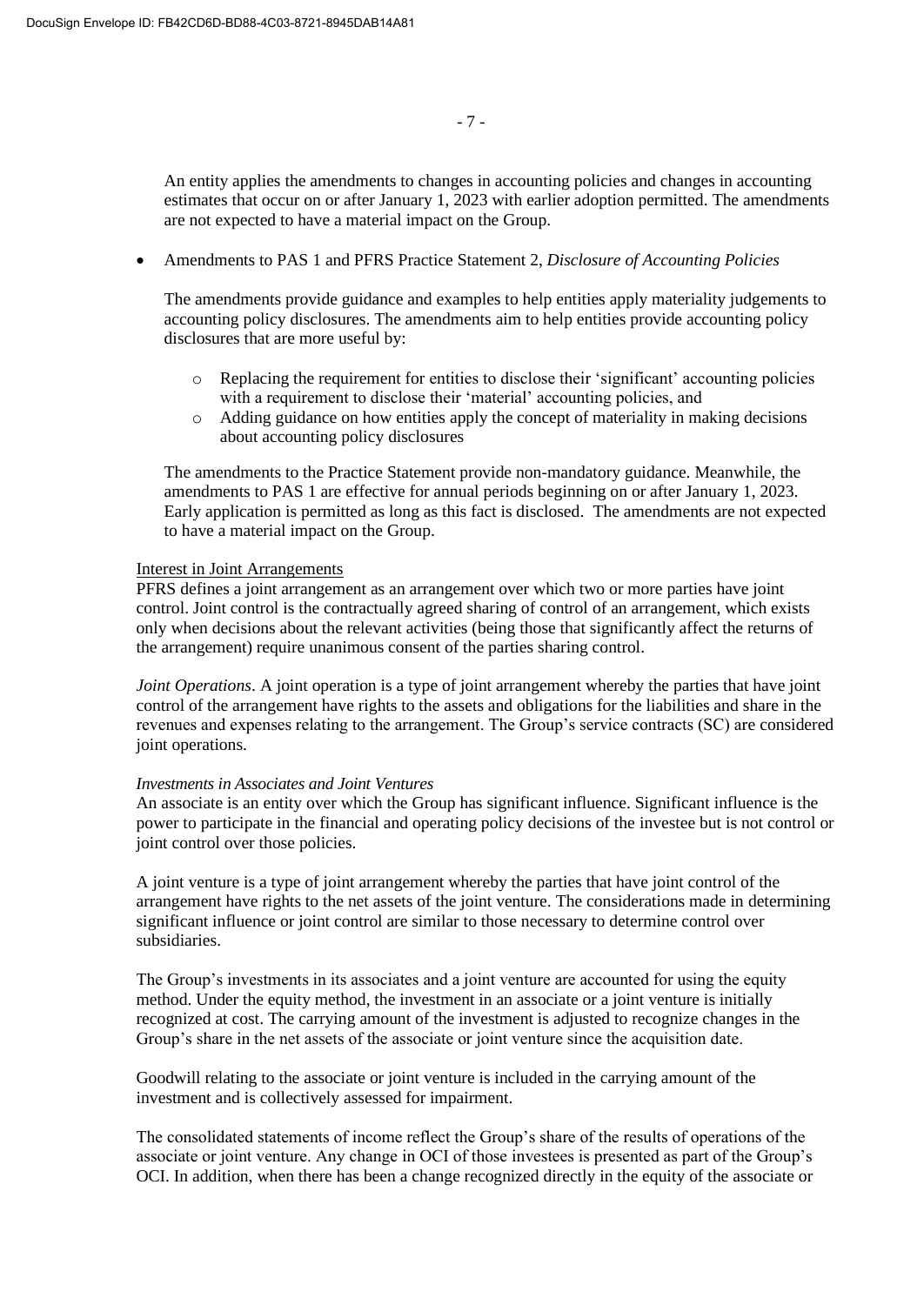An entity applies the amendments to changes in accounting policies and changes in accounting estimates that occur on or after January 1, 2023 with earlier adoption permitted. The amendments are not expected to have a material impact on the Group.

- Amendments to PAS 1 and PFRS Practice Statement 2, *Disclosure of Accounting Policies*

  The amendments provide guidance and examples to help entities apply materiality judgements to accounting policy disclosures. The amendments aim to help entities provide accounting policy disclosures that are more useful by:

  - Replacing the requirement for entities to disclose their 'significant' accounting policies with a requirement to disclose their 'material' accounting policies, and
  - Adding guidance on how entities apply the concept of materiality in making decisions about accounting policy disclosures

  The amendments to the Practice Statement provide non-mandatory guidance. Meanwhile, the amendments to PAS 1 are effective for annual periods beginning on or after January 1, 2023. Early application is permitted as long as this fact is disclosed. The amendments are not expected to have a material impact on the Group.

Interest in Joint Arrangements

PFRS defines a joint arrangement as an arrangement over which two or more parties have joint control. Joint control is the contractually agreed sharing of control of an arrangement, which exists only when decisions about the relevant activities (being those that significantly affect the returns of the arrangement) require unanimous consent of the parties sharing control.

*Joint Operations*. A joint operation is a type of joint arrangement whereby the parties that have joint control of the arrangement have rights to the assets and obligations for the liabilities and share in the revenues and expenses relating to the arrangement. The Group's service contracts (SC) are considered joint operations.

*Investments in Associates and Joint Ventures*

An associate is an entity over which the Group has significant influence. Significant influence is the power to participate in the financial and operating policy decisions of the investee but is not control or joint control over those policies.

A joint venture is a type of joint arrangement whereby the parties that have joint control of the arrangement have rights to the net assets of the joint venture. The considerations made in determining significant influence or joint control are similar to those necessary to determine control over subsidiaries.

The Group's investments in its associates and a joint venture are accounted for using the equity method. Under the equity method, the investment in an associate or a joint venture is initially recognized at cost. The carrying amount of the investment is adjusted to recognize changes in the Group's share in the net assets of the associate or joint venture since the acquisition date.

Goodwill relating to the associate or joint venture is included in the carrying amount of the investment and is collectively assessed for impairment.

The consolidated statements of income reflect the Group's share of the results of operations of the associate or joint venture. Any change in OCI of those investees is presented as part of the Group's OCI. In addition, when there has been a change recognized directly in the equity of the associate or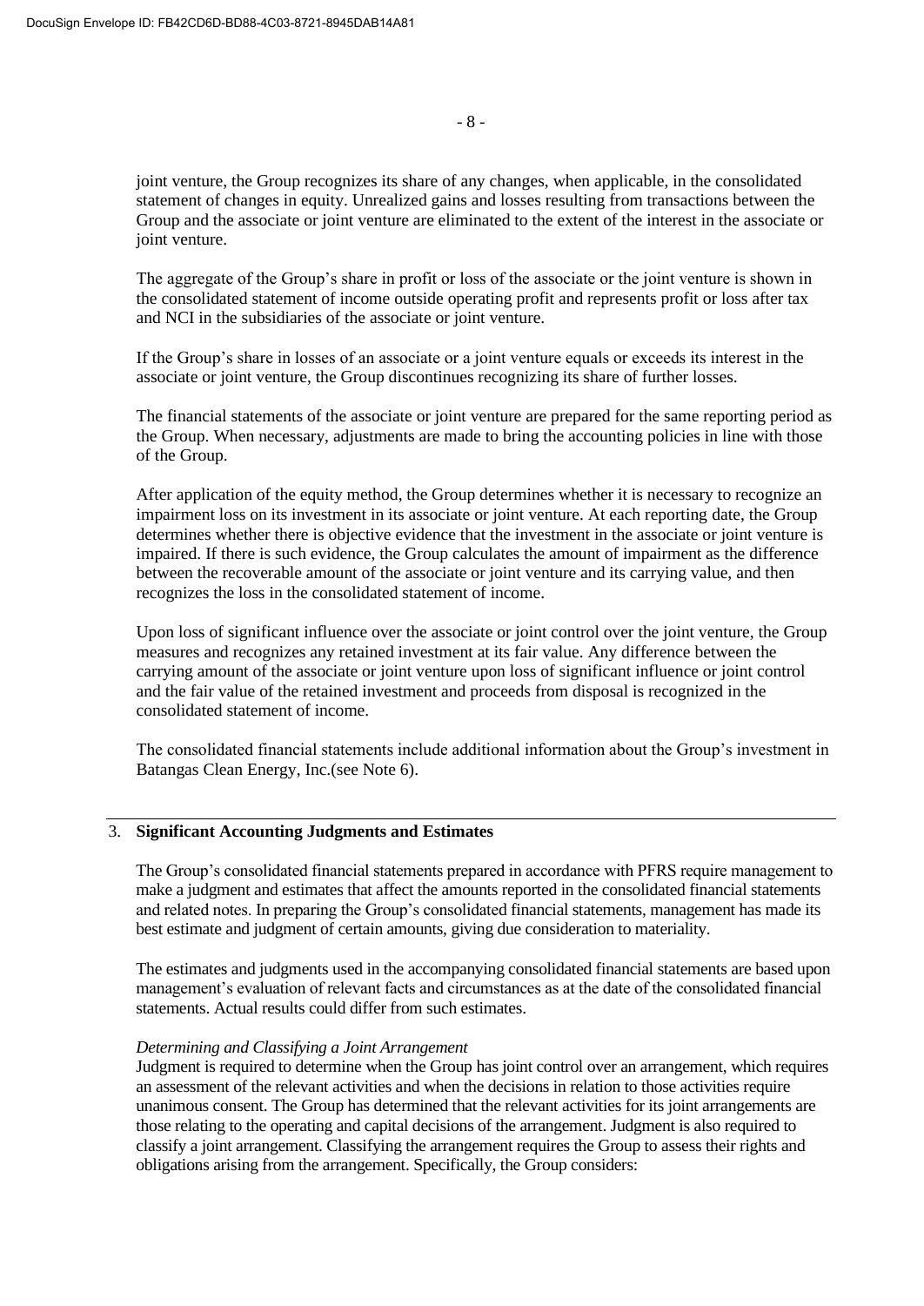joint venture, the Group recognizes its share of any changes, when applicable, in the consolidated statement of changes in equity. Unrealized gains and losses resulting from transactions between the Group and the associate or joint venture are eliminated to the extent of the interest in the associate or joint venture.

The aggregate of the Group's share in profit or loss of the associate or the joint venture is shown in the consolidated statement of income outside operating profit and represents profit or loss after tax and NCI in the subsidiaries of the associate or joint venture.

If the Group's share in losses of an associate or a joint venture equals or exceeds its interest in the associate or joint venture, the Group discontinues recognizing its share of further losses.

The financial statements of the associate or joint venture are prepared for the same reporting period as the Group. When necessary, adjustments are made to bring the accounting policies in line with those of the Group.

After application of the equity method, the Group determines whether it is necessary to recognize an impairment loss on its investment in its associate or joint venture. At each reporting date, the Group determines whether there is objective evidence that the investment in the associate or joint venture is impaired. If there is such evidence, the Group calculates the amount of impairment as the difference between the recoverable amount of the associate or joint venture and its carrying value, and then recognizes the loss in the consolidated statement of income.

Upon loss of significant influence over the associate or joint control over the joint venture, the Group measures and recognizes any retained investment at its fair value. Any difference between the carrying amount of the associate or joint venture upon loss of significant influence or joint control and the fair value of the retained investment and proceeds from disposal is recognized in the consolidated statement of income.

The consolidated financial statements include additional information about the Group's investment in Batangas Clean Energy, Inc.(see Note 6).

## 3. Significant Accounting Judgments and Estimates

The Group's consolidated financial statements prepared in accordance with PFRS require management to make a judgment and estimates that affect the amounts reported in the consolidated financial statements and related notes. In preparing the Group's consolidated financial statements, management has made its best estimate and judgment of certain amounts, giving due consideration to materiality.

The estimates and judgments used in the accompanying consolidated financial statements are based upon management's evaluation of relevant facts and circumstances as at the date of the consolidated financial statements. Actual results could differ from such estimates.

*Determining and Classifying a Joint Arrangement*

Judgment is required to determine when the Group has joint control over an arrangement, which requires an assessment of the relevant activities and when the decisions in relation to those activities require unanimous consent. The Group has determined that the relevant activities for its joint arrangements are those relating to the operating and capital decisions of the arrangement. Judgment is also required to classify a joint arrangement. Classifying the arrangement requires the Group to assess their rights and obligations arising from the arrangement. Specifically, the Group considers: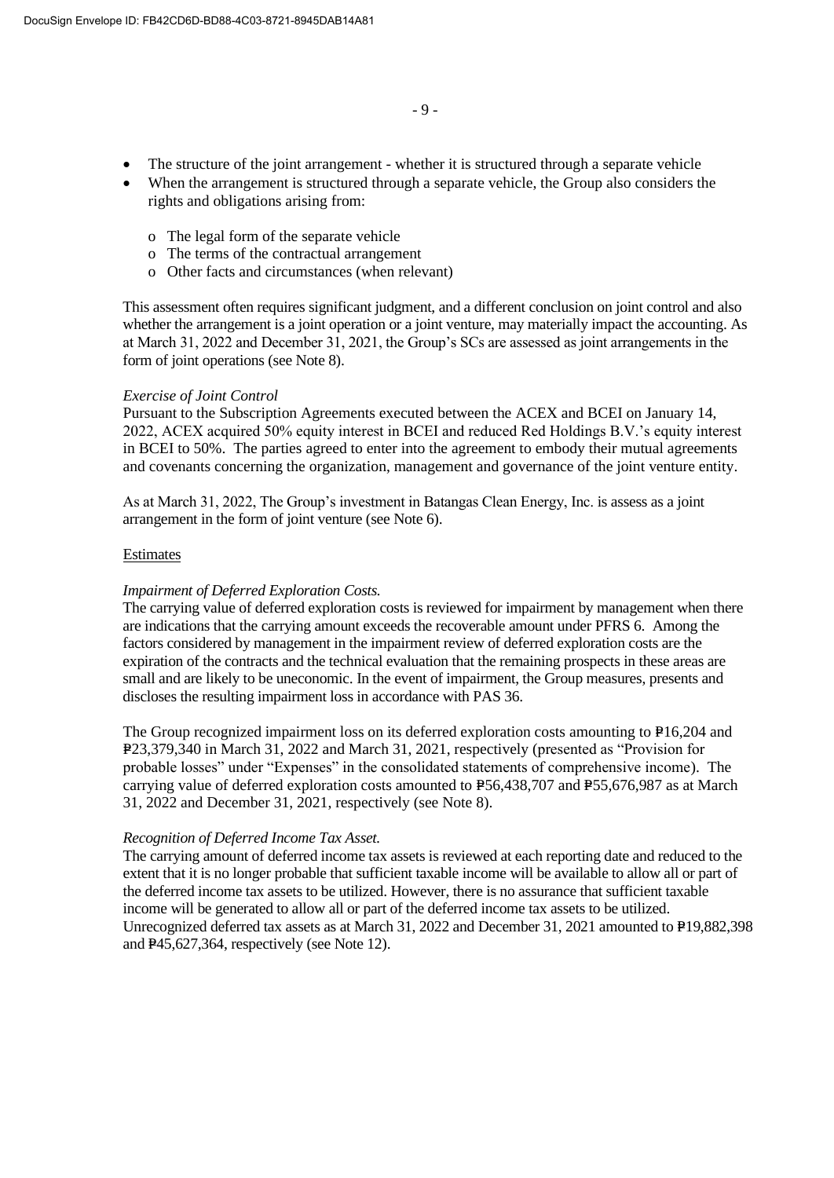- The structure of the joint arrangement - whether it is structured through a separate vehicle
- When the arrangement is structured through a separate vehicle, the Group also considers the rights and obligations arising from:
  - The legal form of the separate vehicle
  - The terms of the contractual arrangement
  - Other facts and circumstances (when relevant)

This assessment often requires significant judgment, and a different conclusion on joint control and also whether the arrangement is a joint operation or a joint venture, may materially impact the accounting. As at March 31, 2022 and December 31, 2021, the Group's SCs are assessed as joint arrangements in the form of joint operations (see Note 8).

*Exercise of Joint Control*
Pursuant to the Subscription Agreements executed between the ACEX and BCEI on January 14, 2022, ACEX acquired 50% equity interest in BCEI and reduced Red Holdings B.V.'s equity interest in BCEI to 50%. The parties agreed to enter into the agreement to embody their mutual agreements and covenants concerning the organization, management and governance of the joint venture entity.

As at March 31, 2022, The Group's investment in Batangas Clean Energy, Inc. is assess as a joint arrangement in the form of joint venture (see Note 6).

Estimates

*Impairment of Deferred Exploration Costs.*
The carrying value of deferred exploration costs is reviewed for impairment by management when there are indications that the carrying amount exceeds the recoverable amount under PFRS 6. Among the factors considered by management in the impairment review of deferred exploration costs are the expiration of the contracts and the technical evaluation that the remaining prospects in these areas are small and are likely to be uneconomic. In the event of impairment, the Group measures, presents and discloses the resulting impairment loss in accordance with PAS 36.

The Group recognized impairment loss on its deferred exploration costs amounting to ₱16,204 and ₱23,379,340 in March 31, 2022 and March 31, 2021, respectively (presented as "Provision for probable losses" under "Expenses" in the consolidated statements of comprehensive income). The carrying value of deferred exploration costs amounted to ₱56,438,707 and ₱55,676,987 as at March 31, 2022 and December 31, 2021, respectively (see Note 8).

*Recognition of Deferred Income Tax Asset.*
The carrying amount of deferred income tax assets is reviewed at each reporting date and reduced to the extent that it is no longer probable that sufficient taxable income will be available to allow all or part of the deferred income tax assets to be utilized. However, there is no assurance that sufficient taxable income will be generated to allow all or part of the deferred income tax assets to be utilized. Unrecognized deferred tax assets as at March 31, 2022 and December 31, 2021 amounted to ₱19,882,398 and ₱45,627,364, respectively (see Note 12).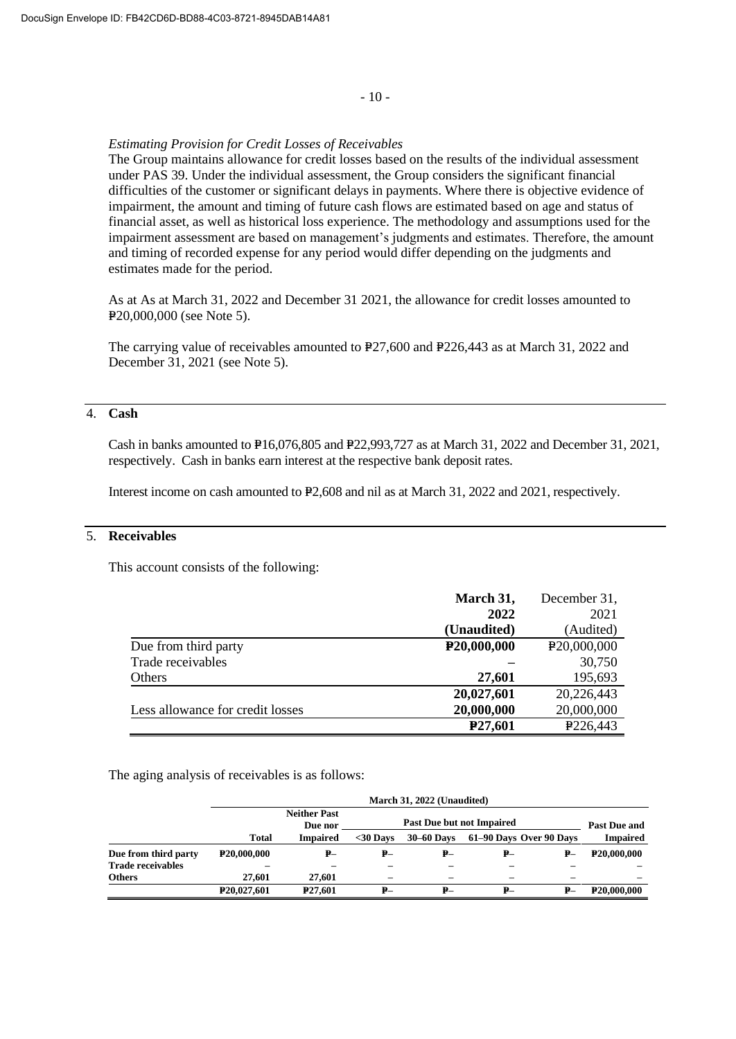*Estimating Provision for Credit Losses of Receivables*
The Group maintains allowance for credit losses based on the results of the individual assessment under PAS 39. Under the individual assessment, the Group considers the significant financial difficulties of the customer or significant delays in payments. Where there is objective evidence of impairment, the amount and timing of future cash flows are estimated based on age and status of financial asset, as well as historical loss experience. The methodology and assumptions used for the impairment assessment are based on management's judgments and estimates. Therefore, the amount and timing of recorded expense for any period would differ depending on the judgments and estimates made for the period.

As at As at March 31, 2022 and December 31 2021, the allowance for credit losses amounted to ₱20,000,000 (see Note 5).

The carrying value of receivables amounted to ₱27,600 and ₱226,443 as at March 31, 2022 and December 31, 2021 (see Note 5).

## 4. Cash

Cash in banks amounted to ₱16,076,805 and ₱22,993,727 as at March 31, 2022 and December 31, 2021, respectively. Cash in banks earn interest at the respective bank deposit rates.

Interest income on cash amounted to ₱2,608 and nil as at March 31, 2022 and 2021, respectively.

## 5. Receivables

This account consists of the following:

| | March 31, 2022 (Unaudited) | December 31, 2021 (Audited) |
|---|---|---|
| Due from third party | ₱20,000,000 | ₱20,000,000 |
| Trade receivables | – | 30,750 |
| Others | 27,601 | 195,693 |
| | 20,027,601 | 20,226,443 |
| Less allowance for credit losses | 20,000,000 | 20,000,000 |
| | ₱27,601 | ₱226,443 |

The aging analysis of receivables is as follows:

| | March 31, 2022 (Unaudited) | | | | | | |
|---|---|---|---|---|---|---|---|
| | | Neither Past Due nor | Past Due but not Impaired | | | | Past Due and |
| | Total | Impaired | <30 Days | 30–60 Days | 61–90 Days | Over 90 Days | Impaired |
| Due from third party | ₱20,000,000 | ₱– | ₱– | ₱– | ₱– | ₱– | ₱20,000,000 |
| Trade receivables | – | – | – | – | – | – | – |
| Others | 27,601 | 27,601 | – | – | – | – | – |
| | ₱20,027,601 | ₱27,601 | ₱– | ₱– | ₱– | ₱– | ₱20,000,000 |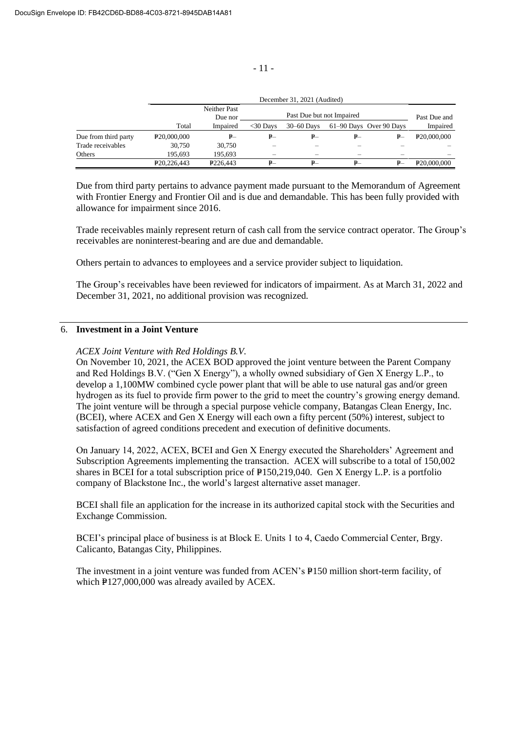| | December 31, 2021 (Audited) | | | | | | |
|---|---|---|---|---|---|---|---|
| | | Neither Past Due nor | Past Due but not Impaired | | | | Past Due and |
| | Total | Impaired | <30 Days | 30–60 Days | 61–90 Days | Over 90 Days | Impaired |
| Due from third party | ₱20,000,000 | ₱– | ₱– | ₱– | ₱– | ₱– | ₱20,000,000 |
| Trade receivables | 30,750 | 30,750 | – | – | – | – | – |
| Others | 195,693 | 195,693 | – | – | – | – | – |
| | ₱20,226,443 | ₱226,443 | ₱– | ₱– | ₱– | ₱– | ₱20,000,000 |

Due from third party pertains to advance payment made pursuant to the Memorandum of Agreement with Frontier Energy and Frontier Oil and is due and demandable. This has been fully provided with allowance for impairment since 2016.

Trade receivables mainly represent return of cash call from the service contract operator. The Group's receivables are noninterest-bearing and are due and demandable.

Others pertain to advances to employees and a service provider subject to liquidation.

The Group's receivables have been reviewed for indicators of impairment. As at March 31, 2022 and December 31, 2021, no additional provision was recognized.

## 6. Investment in a Joint Venture

*ACEX Joint Venture with Red Holdings B.V.*

On November 10, 2021, the ACEX BOD approved the joint venture between the Parent Company and Red Holdings B.V. ("Gen X Energy"), a wholly owned subsidiary of Gen X Energy L.P., to develop a 1,100MW combined cycle power plant that will be able to use natural gas and/or green hydrogen as its fuel to provide firm power to the grid to meet the country's growing energy demand. The joint venture will be through a special purpose vehicle company, Batangas Clean Energy, Inc. (BCEI), where ACEX and Gen X Energy will each own a fifty percent (50%) interest, subject to satisfaction of agreed conditions precedent and execution of definitive documents.

On January 14, 2022, ACEX, BCEI and Gen X Energy executed the Shareholders' Agreement and Subscription Agreements implementing the transaction. ACEX will subscribe to a total of 150,002 shares in BCEI for a total subscription price of ₱150,219,040. Gen X Energy L.P. is a portfolio company of Blackstone Inc., the world's largest alternative asset manager.

BCEI shall file an application for the increase in its authorized capital stock with the Securities and Exchange Commission.

BCEI's principal place of business is at Block E. Units 1 to 4, Caedo Commercial Center, Brgy. Calicanto, Batangas City, Philippines.

The investment in a joint venture was funded from ACEN's ₱150 million short-term facility, of which ₱127,000,000 was already availed by ACEX.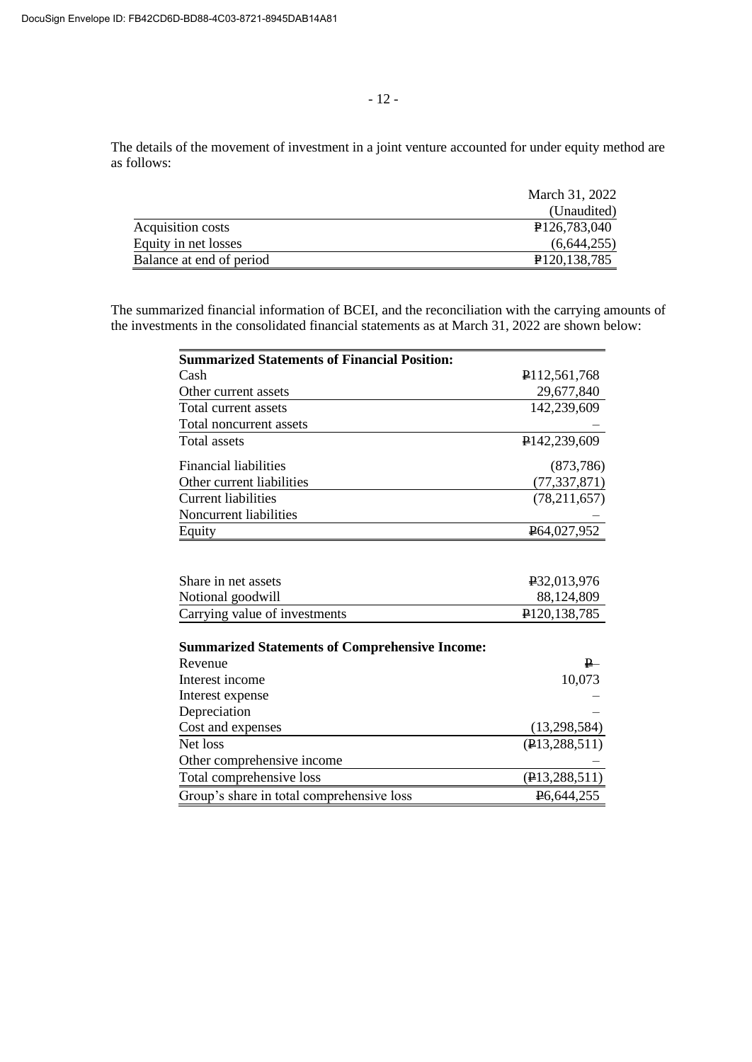The details of the movement of investment in a joint venture accounted for under equity method are as follows:

| | March 31, 2022 (Unaudited) |
|---|---|
| Acquisition costs | ₱126,783,040 |
| Equity in net losses | (6,644,255) |
| Balance at end of period | ₱120,138,785 |

The summarized financial information of BCEI, and the reconciliation with the carrying amounts of the investments in the consolidated financial statements as at March 31, 2022 are shown below:

| | |
|---|---|
| **Summarized Statements of Financial Position:** | |
| Cash | ₱112,561,768 |
| Other current assets | 29,677,840 |
| Total current assets | 142,239,609 |
| Total noncurrent assets | – |
| Total assets | ₱142,239,609 |
| Financial liabilities | (873,786) |
| Other current liabilities | (77,337,871) |
| Current liabilities | (78,211,657) |
| Noncurrent liabilities | – |
| Equity | ₱64,027,952 |
| | |
| Share in net assets | ₱32,013,976 |
| Notional goodwill | 88,124,809 |
| Carrying value of investments | ₱120,138,785 |
| | |
| **Summarized Statements of Comprehensive Income:** | |
| Revenue | ₱– |
| Interest income | 10,073 |
| Interest expense | – |
| Depreciation | – |
| Cost and expenses | (13,298,584) |
| Net loss | (₱13,288,511) |
| Other comprehensive income | – |
| Total comprehensive loss | (₱13,288,511) |
| Group's share in total comprehensive loss | ₱6,644,255 |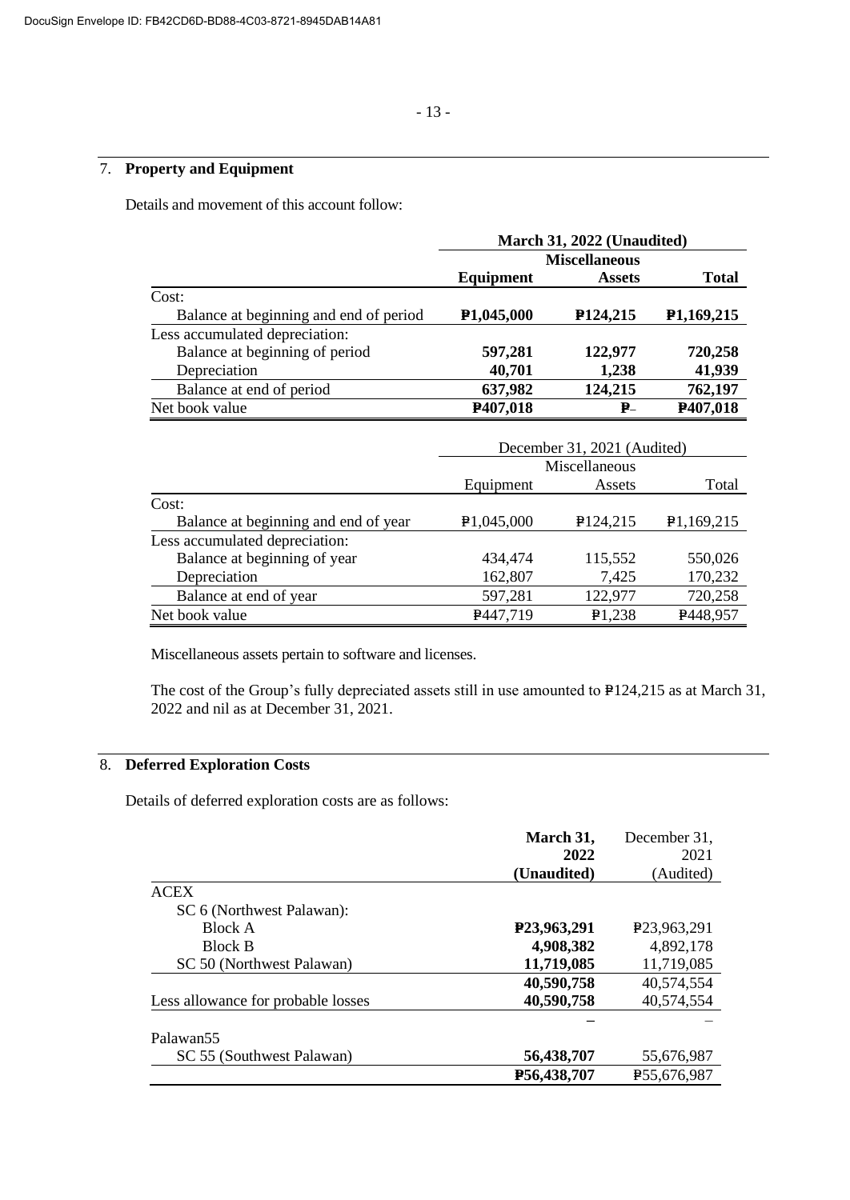DocuSign Envelope ID: FB42CD6D-BD88-4C03-8721-8945DAB14A81

## 7. Property and Equipment

Details and movement of this account follow:

| | March 31, 2022 (Unaudited) | | |
|---|---|---|---|
| | **Equipment** | **Miscellaneous Assets** | **Total** |
| Cost: | | | |
| Balance at beginning and end of period | **₱1,045,000** | **₱124,215** | **₱1,169,215** |
| Less accumulated depreciation: | | | |
| Balance at beginning of period | **597,281** | **122,977** | **720,258** |
| Depreciation | **40,701** | **1,238** | **41,939** |
| Balance at end of period | **637,982** | **124,215** | **762,197** |
| Net book value | **₱407,018** | **₱–** | **₱407,018** |

| | December 31, 2021 (Audited) | | |
|---|---|---|---|
| | Equipment | Miscellaneous Assets | Total |
| Cost: | | | |
| Balance at beginning and end of year | ₱1,045,000 | ₱124,215 | ₱1,169,215 |
| Less accumulated depreciation: | | | |
| Balance at beginning of year | 434,474 | 115,552 | 550,026 |
| Depreciation | 162,807 | 7,425 | 170,232 |
| Balance at end of year | 597,281 | 122,977 | 720,258 |
| Net book value | ₱447,719 | ₱1,238 | ₱448,957 |

Miscellaneous assets pertain to software and licenses.

The cost of the Group's fully depreciated assets still in use amounted to ₱124,215 as at March 31, 2022 and nil as at December 31, 2021.

## 8. Deferred Exploration Costs

Details of deferred exploration costs are as follows:

| | **March 31, 2022 (Unaudited)** | December 31, 2021 (Audited) |
|---|---|---|
| ACEX | | |
| SC 6 (Northwest Palawan): | | |
| Block A | **₱23,963,291** | ₱23,963,291 |
| Block B | **4,908,382** | 4,892,178 |
| SC 50 (Northwest Palawan) | **11,719,085** | 11,719,085 |
| | **40,590,758** | 40,574,554 |
| Less allowance for probable losses | **40,590,758** | 40,574,554 |
| | **–** | – |
| Palawan55 | | |
| SC 55 (Southwest Palawan) | **56,438,707** | 55,676,987 |
| | **₱56,438,707** | ₱55,676,987 |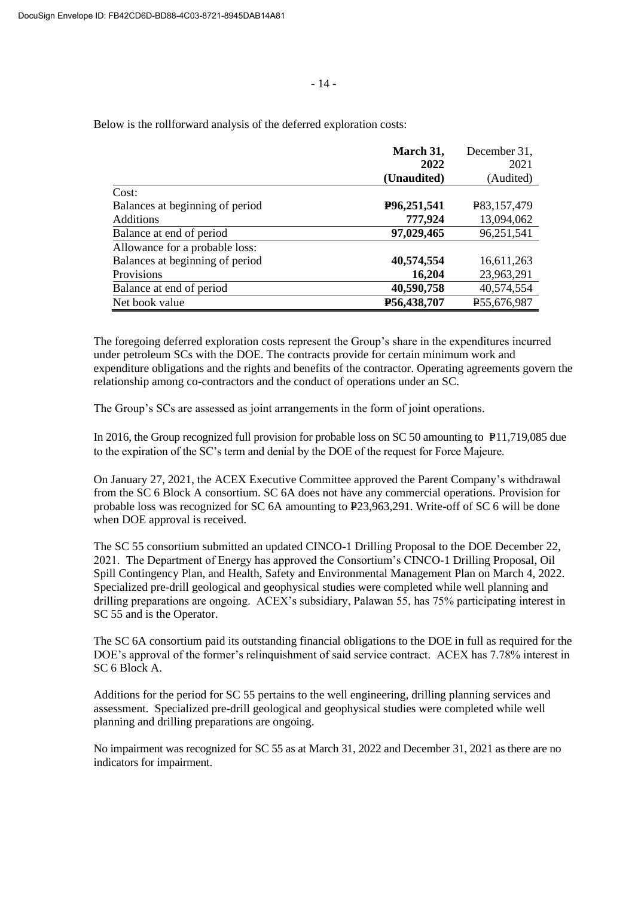Below is the rollforward analysis of the deferred exploration costs:

| | **March 31, 2022 (Unaudited)** | December 31, 2021 (Audited) |
|---|---|---|
| Cost: | | |
| Balances at beginning of period | **₱96,251,541** | ₱83,157,479 |
| Additions | **777,924** | 13,094,062 |
| Balance at end of period | **97,029,465** | 96,251,541 |
| Allowance for a probable loss: | | |
| Balances at beginning of period | **40,574,554** | 16,611,263 |
| Provisions | **16,204** | 23,963,291 |
| Balance at end of period | **40,590,758** | 40,574,554 |
| Net book value | **₱56,438,707** | ₱55,676,987 |

The foregoing deferred exploration costs represent the Group's share in the expenditures incurred under petroleum SCs with the DOE. The contracts provide for certain minimum work and expenditure obligations and the rights and benefits of the contractor. Operating agreements govern the relationship among co-contractors and the conduct of operations under an SC.

The Group's SCs are assessed as joint arrangements in the form of joint operations.

In 2016, the Group recognized full provision for probable loss on SC 50 amounting to ₱11,719,085 due to the expiration of the SC's term and denial by the DOE of the request for Force Majeure.

On January 27, 2021, the ACEX Executive Committee approved the Parent Company's withdrawal from the SC 6 Block A consortium. SC 6A does not have any commercial operations. Provision for probable loss was recognized for SC 6A amounting to ₱23,963,291. Write-off of SC 6 will be done when DOE approval is received.

The SC 55 consortium submitted an updated CINCO-1 Drilling Proposal to the DOE December 22, 2021. The Department of Energy has approved the Consortium's CINCO-1 Drilling Proposal, Oil Spill Contingency Plan, and Health, Safety and Environmental Management Plan on March 4, 2022. Specialized pre-drill geological and geophysical studies were completed while well planning and drilling preparations are ongoing. ACEX's subsidiary, Palawan 55, has 75% participating interest in SC 55 and is the Operator.

The SC 6A consortium paid its outstanding financial obligations to the DOE in full as required for the DOE's approval of the former's relinquishment of said service contract. ACEX has 7.78% interest in SC 6 Block A.

Additions for the period for SC 55 pertains to the well engineering, drilling planning services and assessment. Specialized pre-drill geological and geophysical studies were completed while well planning and drilling preparations are ongoing.

No impairment was recognized for SC 55 as at March 31, 2022 and December 31, 2021 as there are no indicators for impairment.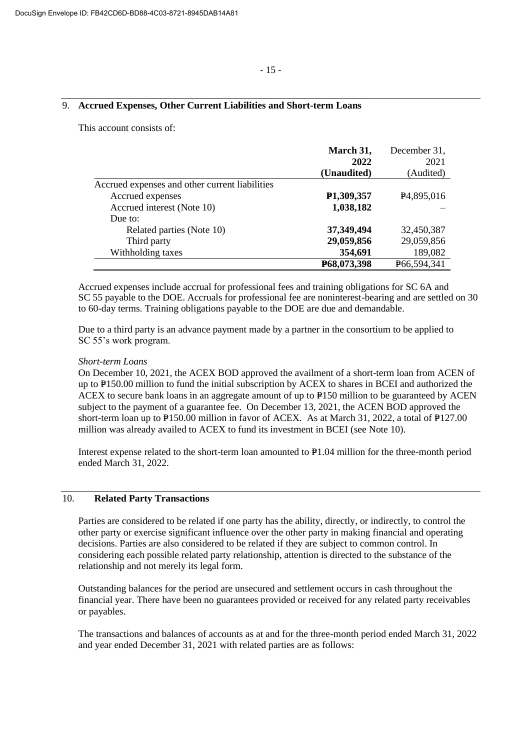## 9. Accrued Expenses, Other Current Liabilities and Short-term Loans

This account consists of:

| | **March 31, 2022 (Unaudited)** | December 31, 2021 (Audited) |
|---|---|---|
| Accrued expenses and other current liabilities | | |
| Accrued expenses | **₱1,309,357** | ₱4,895,016 |
| Accrued interest (Note 10) | **1,038,182** | – |
| Due to: | | |
| Related parties (Note 10) | **37,349,494** | 32,450,387 |
| Third party | **29,059,856** | 29,059,856 |
| Withholding taxes | **354,691** | 189,082 |
| | **₱68,073,398** | ₱66,594,341 |

Accrued expenses include accrual for professional fees and training obligations for SC 6A and SC 55 payable to the DOE. Accruals for professional fee are noninterest-bearing and are settled on 30 to 60-day terms. Training obligations payable to the DOE are due and demandable.

Due to a third party is an advance payment made by a partner in the consortium to be applied to SC 55's work program.

*Short-term Loans*

On December 10, 2021, the ACEX BOD approved the availment of a short-term loan from ACEN of up to ₱150.00 million to fund the initial subscription by ACEX to shares in BCEI and authorized the ACEX to secure bank loans in an aggregate amount of up to ₱150 million to be guaranteed by ACEN subject to the payment of a guarantee fee. On December 13, 2021, the ACEN BOD approved the short-term loan up to ₱150.00 million in favor of ACEX. As at March 31, 2022, a total of ₱127.00 million was already availed to ACEX to fund its investment in BCEI (see Note 10).

Interest expense related to the short-term loan amounted to ₱1.04 million for the three-month period ended March 31, 2022.

## 10. Related Party Transactions

Parties are considered to be related if one party has the ability, directly, or indirectly, to control the other party or exercise significant influence over the other party in making financial and operating decisions. Parties are also considered to be related if they are subject to common control. In considering each possible related party relationship, attention is directed to the substance of the relationship and not merely its legal form.

Outstanding balances for the period are unsecured and settlement occurs in cash throughout the financial year. There have been no guarantees provided or received for any related party receivables or payables.

The transactions and balances of accounts as at and for the three-month period ended March 31, 2022 and year ended December 31, 2021 with related parties are as follows: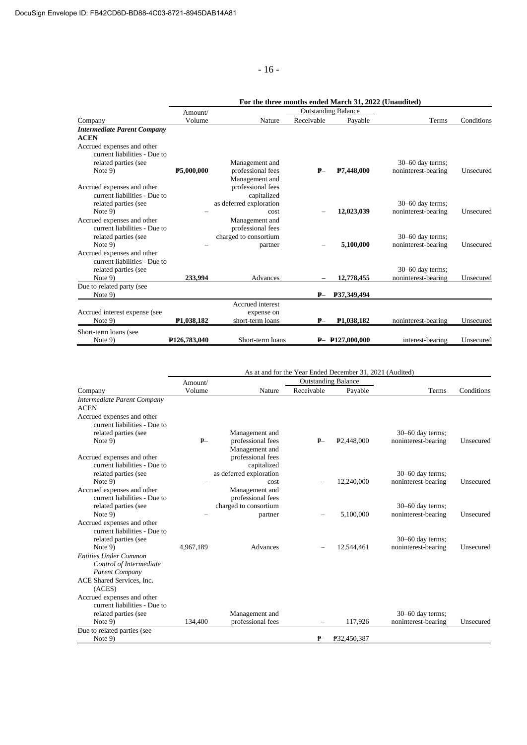| | For the three months ended March 31, 2022 (Unaudited) | | | | | |
|---|---|---|---|---|---|---|
| | Amount/ | | Outstanding Balance | | | |
| Company | Volume | Nature | Receivable | Payable | Terms | Conditions |
| ***Intermediate Parent Company*** | | | | | | |
| **ACEN** | | | | | | |
| Accrued expenses and other current liabilities - Due to related parties (see Note 9) | **₱5,000,000** | Management and professional fees | **₱–** | **₱7,448,000** | 30–60 day terms; noninterest-bearing | Unsecured |
| Accrued expenses and other current liabilities - Due to related parties (see Note 9) | – | Management and professional fees capitalized as deferred exploration cost | – | **12,023,039** | 30–60 day terms; noninterest-bearing | Unsecured |
| Accrued expenses and other current liabilities - Due to related parties (see Note 9) | – | Management and professional fees charged to consortium partner | – | **5,100,000** | 30–60 day terms; noninterest-bearing | Unsecured |
| Accrued expenses and other current liabilities - Due to related parties (see Note 9) | **233,994** | Advances | – | **12,778,455** | 30–60 day terms; noninterest-bearing | Unsecured |
| Due to related party (see Note 9) | | | **₱–** | **₱37,349,494** | | |
| Accrued interest expense (see Note 9) | **₱1,038,182** | Accrued interest expense on short-term loans | **₱–** | **₱1,038,182** | noninterest-bearing | Unsecured |
| Short-term loans (see Note 9) | **₱126,783,040** | Short-term loans | **₱–** | **₱127,000,000** | interest-bearing | Unsecured |

| | As at and for the Year Ended December 31, 2021 (Audited) | | | | | |
|---|---|---|---|---|---|---|
| | Amount/ | | Outstanding Balance | | | |
| Company | Volume | Nature | Receivable | Payable | Terms | Conditions |
| *Intermediate Parent Company* | | | | | | |
| ACEN | | | | | | |
| Accrued expenses and other current liabilities - Due to related parties (see Note 9) | ₱– | Management and professional fees | ₱– | ₱2,448,000 | 30–60 day terms; noninterest-bearing | Unsecured |
| Accrued expenses and other current liabilities - Due to related parties (see Note 9) | – | Management and professional fees capitalized as deferred exploration cost | – | 12,240,000 | 30–60 day terms; noninterest-bearing | Unsecured |
| Accrued expenses and other current liabilities - Due to related parties (see Note 9) | – | Management and professional fees charged to consortium partner | – | 5,100,000 | 30–60 day terms; noninterest-bearing | Unsecured |
| Accrued expenses and other current liabilities - Due to related parties (see Note 9) | 4,967,189 | Advances | – | 12,544,461 | 30–60 day terms; noninterest-bearing | Unsecured |
| *Entities Under Common Control of Intermediate Parent Company* | | | | | | |
| ACE Shared Services, Inc. (ACES) | | | | | | |
| Accrued expenses and other current liabilities - Due to related parties (see Note 9) | 134,400 | Management and professional fees | – | 117,926 | 30–60 day terms; noninterest-bearing | Unsecured |
| Due to related parties (see Note 9) | | | ₱– | ₱32,450,387 | | |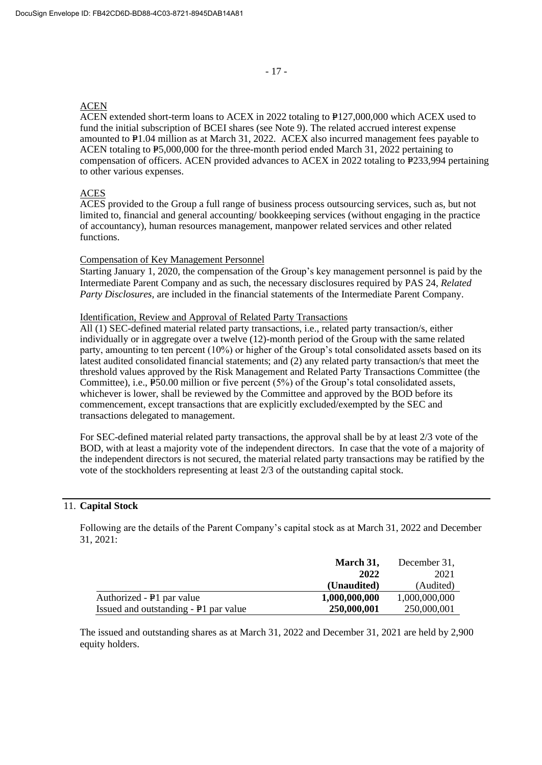ACEN

ACEN extended short-term loans to ACEX in 2022 totaling to ₱127,000,000 which ACEX used to fund the initial subscription of BCEI shares (see Note 9). The related accrued interest expense amounted to ₱1.04 million as at March 31, 2022. ACEX also incurred management fees payable to ACEN totaling to ₱5,000,000 for the three-month period ended March 31, 2022 pertaining to compensation of officers. ACEN provided advances to ACEX in 2022 totaling to ₱233,994 pertaining to other various expenses.

ACES

ACES provided to the Group a full range of business process outsourcing services, such as, but not limited to, financial and general accounting/ bookkeeping services (without engaging in the practice of accountancy), human resources management, manpower related services and other related functions.

Compensation of Key Management Personnel

Starting January 1, 2020, the compensation of the Group's key management personnel is paid by the Intermediate Parent Company and as such, the necessary disclosures required by PAS 24, *Related Party Disclosures,* are included in the financial statements of the Intermediate Parent Company.

Identification, Review and Approval of Related Party Transactions

All (1) SEC-defined material related party transactions, i.e., related party transaction/s, either individually or in aggregate over a twelve (12)-month period of the Group with the same related party, amounting to ten percent (10%) or higher of the Group's total consolidated assets based on its latest audited consolidated financial statements; and (2) any related party transaction/s that meet the threshold values approved by the Risk Management and Related Party Transactions Committee (the Committee), i.e., ₱50.00 million or five percent (5%) of the Group's total consolidated assets, whichever is lower, shall be reviewed by the Committee and approved by the BOD before its commencement, except transactions that are explicitly excluded/exempted by the SEC and transactions delegated to management.

For SEC-defined material related party transactions, the approval shall be by at least 2/3 vote of the BOD, with at least a majority vote of the independent directors. In case that the vote of a majority of the independent directors is not secured, the material related party transactions may be ratified by the vote of the stockholders representing at least 2/3 of the outstanding capital stock.

## 11. **Capital Stock**

Following are the details of the Parent Company's capital stock as at March 31, 2022 and December 31, 2021:

| | **March 31, 2022 (Unaudited)** | December 31, 2021 (Audited) |
|---|---|---|
| Authorized - ₱1 par value | **1,000,000,000** | 1,000,000,000 |
| Issued and outstanding - ₱1 par value | **250,000,001** | 250,000,001 |

The issued and outstanding shares as at March 31, 2022 and December 31, 2021 are held by 2,900 equity holders.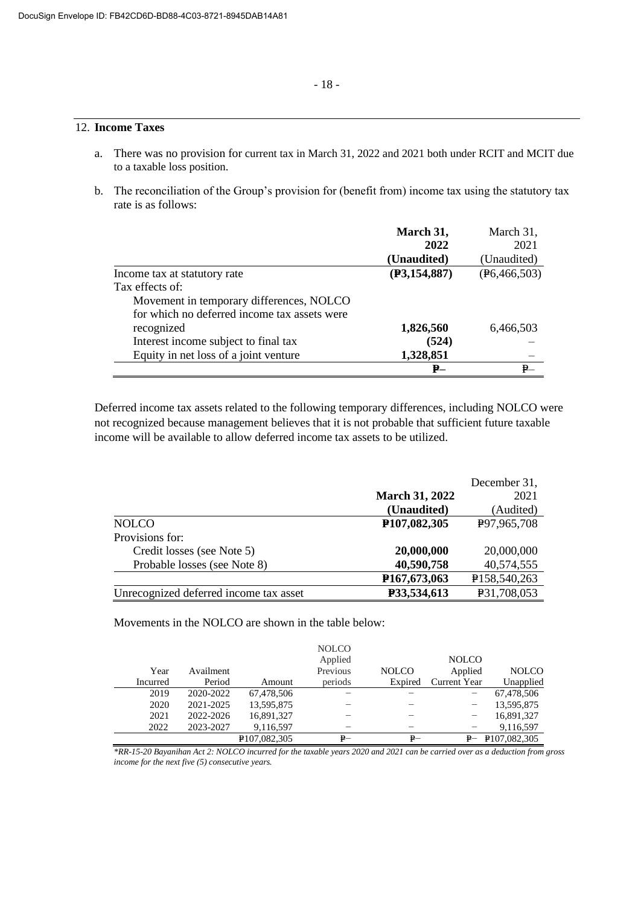## 12. **Income Taxes**

a. There was no provision for current tax in March 31, 2022 and 2021 both under RCIT and MCIT due to a taxable loss position.

b. The reconciliation of the Group's provision for (benefit from) income tax using the statutory tax rate is as follows:

| | **March 31, 2022 (Unaudited)** | March 31, 2021 (Unaudited) |
|---|---|---|
| Income tax at statutory rate | **(₱3,154,887)** | (₱6,466,503) |
| Tax effects of: | | |
| Movement in temporary differences, NOLCO for which no deferred income tax assets were recognized | **1,826,560** | 6,466,503 |
| Interest income subject to final tax | **(524)** | – |
| Equity in net loss of a joint venture | **1,328,851** | – |
| | **₱–** | ₱– |

Deferred income tax assets related to the following temporary differences, including NOLCO were not recognized because management believes that it is not probable that sufficient future taxable income will be available to allow deferred income tax assets to be utilized.

| | **March 31, 2022 (Unaudited)** | December 31, 2021 (Audited) |
|---|---|---|
| NOLCO | **₱107,082,305** | ₱97,965,708 |
| Provisions for: | | |
| Credit losses (see Note 5) | **20,000,000** | 20,000,000 |
| Probable losses (see Note 8) | **40,590,758** | 40,574,555 |
| | **₱167,673,063** | ₱158,540,263 |
| Unrecognized deferred income tax asset | **₱33,534,613** | ₱31,708,053 |

Movements in the NOLCO are shown in the table below:

| Year Incurred | Availment Period | Amount | NOLCO Applied Previous periods | NOLCO Expired | NOLCO Applied Current Year | NOLCO Unapplied |
|---|---|---|---|---|---|---|
| 2019 | 2020-2022 | 67,478,506 | – | – | – | 67,478,506 |
| 2020 | 2021-2025 | 13,595,875 | – | – | – | 13,595,875 |
| 2021 | 2022-2026 | 16,891,327 | – | – | – | 16,891,327 |
| 2022 | 2023-2027 | 9,116,597 | – | – | – | 9,116,597 |
| | | ₱107,082,305 | ₱– | ₱– | ₱– | ₱107,082,305 |

*\*RR-15-20 Bayanihan Act 2: NOLCO incurred for the taxable years 2020 and 2021 can be carried over as a deduction from gross income for the next five (5) consecutive years.*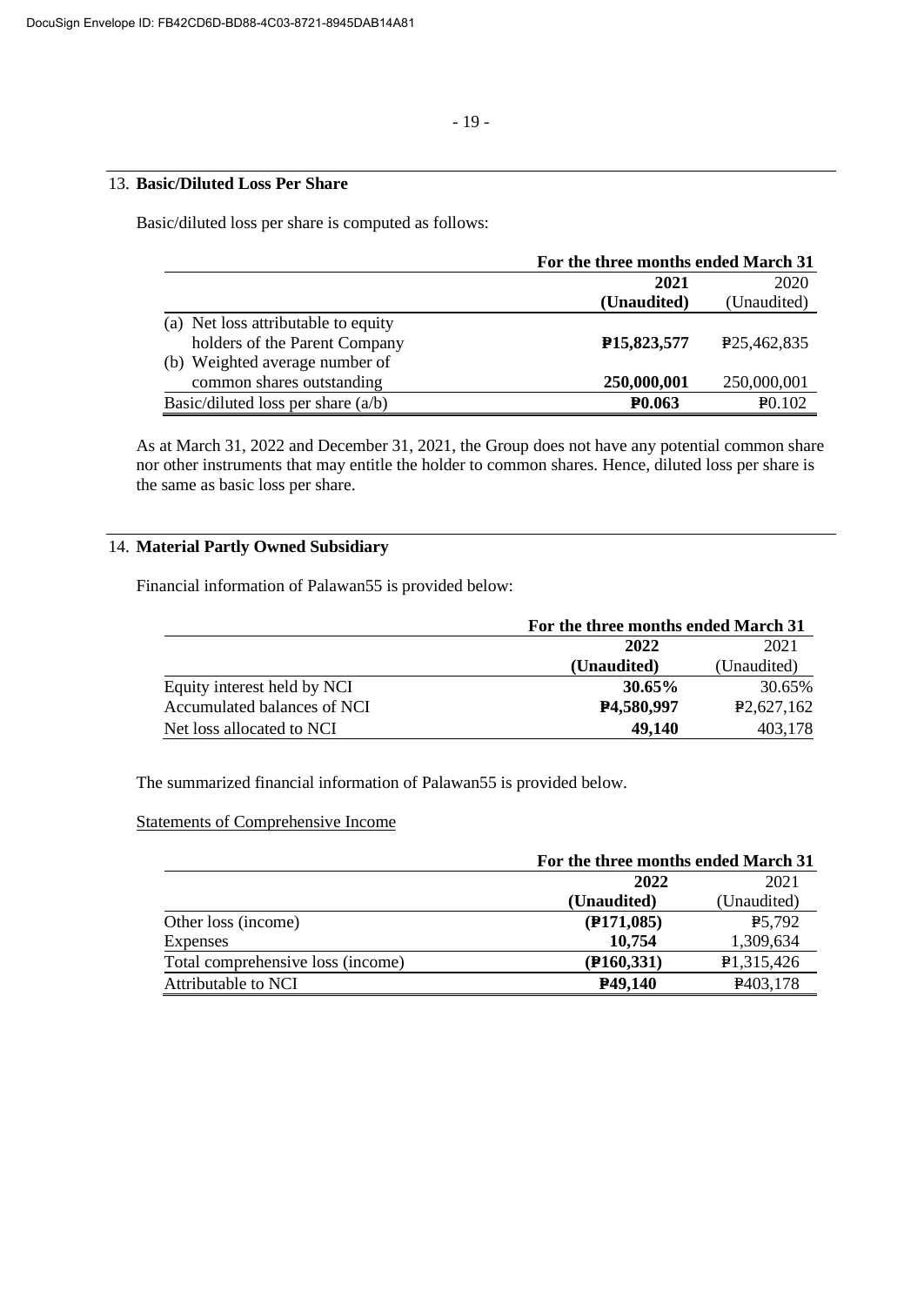## 13. **Basic/Diluted Loss Per Share**

Basic/diluted loss per share is computed as follows:

| | For the three months ended March 31 | |
|---|---|---|
| | **2021 (Unaudited)** | 2020 (Unaudited) |
| (a) Net loss attributable to equity holders of the Parent Company | **₱15,823,577** | ₱25,462,835 |
| (b) Weighted average number of common shares outstanding | **250,000,001** | 250,000,001 |
| Basic/diluted loss per share (a/b) | **₱0.063** | ₱0.102 |

As at March 31, 2022 and December 31, 2021, the Group does not have any potential common share nor other instruments that may entitle the holder to common shares. Hence, diluted loss per share is the same as basic loss per share.

## 14. **Material Partly Owned Subsidiary**

Financial information of Palawan55 is provided below:

| | For the three months ended March 31 | |
|---|---|---|
| | **2022 (Unaudited)** | 2021 (Unaudited) |
| Equity interest held by NCI | **30.65%** | 30.65% |
| Accumulated balances of NCI | **₱4,580,997** | ₱2,627,162 |
| Net loss allocated to NCI | **49,140** | 403,178 |

The summarized financial information of Palawan55 is provided below.

Statements of Comprehensive Income

| | For the three months ended March 31 | |
|---|---|---|
| | **2022 (Unaudited)** | 2021 (Unaudited) |
| Other loss (income) | **(₱171,085)** | ₱5,792 |
| Expenses | **10,754** | 1,309,634 |
| Total comprehensive loss (income) | **(₱160,331)** | ₱1,315,426 |
| Attributable to NCI | **₱49,140** | ₱403,178 |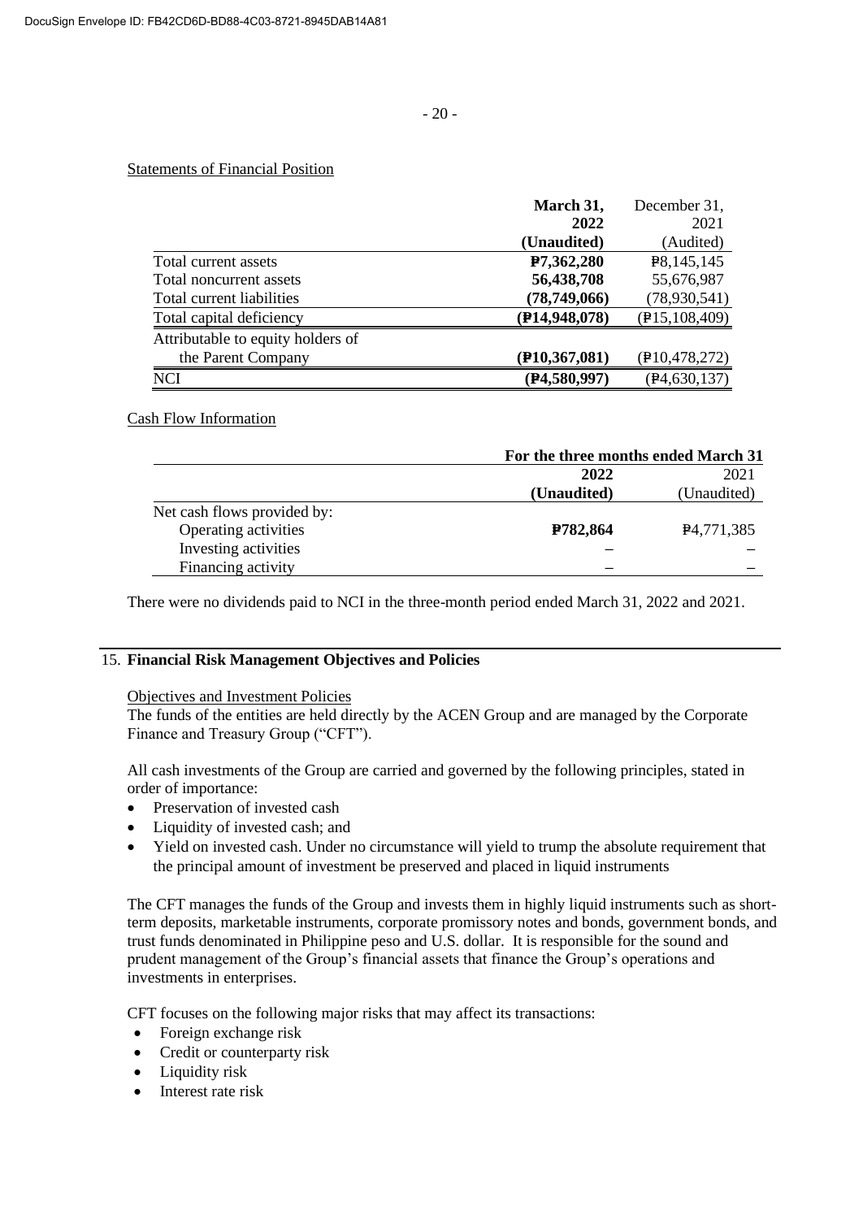Statements of Financial Position

| | March 31, 2022 (Unaudited) | December 31, 2021 (Audited) |
|---|---|---|
| Total current assets | **₱7,362,280** | ₱8,145,145 |
| Total noncurrent assets | **56,438,708** | 55,676,987 |
| Total current liabilities | **(78,749,066)** | (78,930,541) |
| Total capital deficiency | **(₱14,948,078)** | (₱15,108,409) |
| Attributable to equity holders of the Parent Company | **(₱10,367,081)** | (₱10,478,272) |
| NCI | **(₱4,580,997)** | (₱4,630,137) |

Cash Flow Information

| | For the three months ended March 31 | |
|---|---|---|
| | **2022 (Unaudited)** | 2021 (Unaudited) |
| Net cash flows provided by: | | |
| Operating activities | **₱782,864** | ₱4,771,385 |
| Investing activities | **–** | – |
| Financing activity | **–** | – |

There were no dividends paid to NCI in the three-month period ended March 31, 2022 and 2021.

## 15. Financial Risk Management Objectives and Policies

Objectives and Investment Policies

The funds of the entities are held directly by the ACEN Group and are managed by the Corporate Finance and Treasury Group ("CFT").

All cash investments of the Group are carried and governed by the following principles, stated in order of importance:

- Preservation of invested cash
- Liquidity of invested cash; and
- Yield on invested cash. Under no circumstance will yield to trump the absolute requirement that the principal amount of investment be preserved and placed in liquid instruments

The CFT manages the funds of the Group and invests them in highly liquid instruments such as short-term deposits, marketable instruments, corporate promissory notes and bonds, government bonds, and trust funds denominated in Philippine peso and U.S. dollar. It is responsible for the sound and prudent management of the Group's financial assets that finance the Group's operations and investments in enterprises.

CFT focuses on the following major risks that may affect its transactions:

- Foreign exchange risk
- Credit or counterparty risk
- Liquidity risk
- Interest rate risk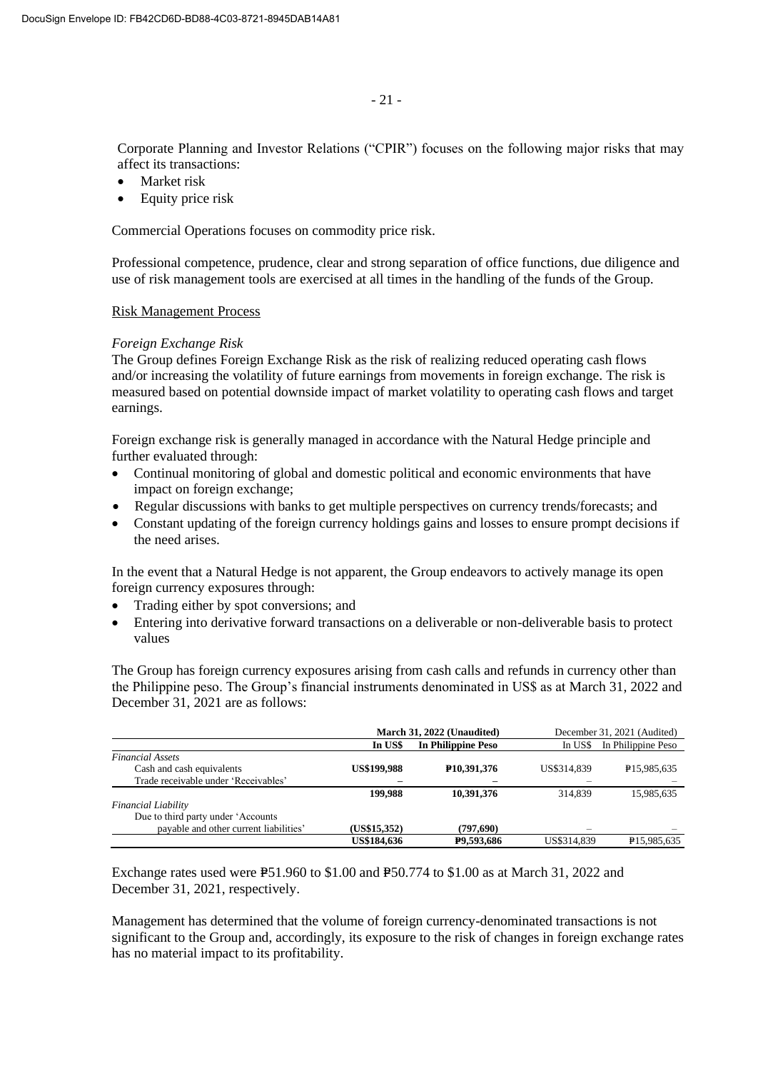Corporate Planning and Investor Relations ("CPIR") focuses on the following major risks that may affect its transactions:

- Market risk
- Equity price risk

Commercial Operations focuses on commodity price risk.

Professional competence, prudence, clear and strong separation of office functions, due diligence and use of risk management tools are exercised at all times in the handling of the funds of the Group.

Risk Management Process

*Foreign Exchange Risk*

The Group defines Foreign Exchange Risk as the risk of realizing reduced operating cash flows and/or increasing the volatility of future earnings from movements in foreign exchange. The risk is measured based on potential downside impact of market volatility to operating cash flows and target earnings.

Foreign exchange risk is generally managed in accordance with the Natural Hedge principle and further evaluated through:

- Continual monitoring of global and domestic political and economic environments that have impact on foreign exchange;
- Regular discussions with banks to get multiple perspectives on currency trends/forecasts; and
- Constant updating of the foreign currency holdings gains and losses to ensure prompt decisions if the need arises.

In the event that a Natural Hedge is not apparent, the Group endeavors to actively manage its open foreign currency exposures through:

- Trading either by spot conversions; and
- Entering into derivative forward transactions on a deliverable or non-deliverable basis to protect values

The Group has foreign currency exposures arising from cash calls and refunds in currency other than the Philippine peso. The Group's financial instruments denominated in US$ as at March 31, 2022 and December 31, 2021 are as follows:

| | **March 31, 2022 (Unaudited)** | | December 31, 2021 (Audited) | |
|---|---|---|---|---|
| | **In US$** | **In Philippine Peso** | In US$ | In Philippine Peso |
| *Financial Assets* | | | | |
| Cash and cash equivalents | **US$199,988** | **₱10,391,376** | US$314,839 | ₱15,985,635 |
| Trade receivable under 'Receivables' | **–** | **–** | – | – |
| | **199,988** | **10,391,376** | 314,839 | 15,985,635 |
| *Financial Liability* | | | | |
| Due to third party under 'Accounts payable and other current liabilities' | **(US$15,352)** | **(797,690)** | – | – |
| | **US$184,636** | **₱9,593,686** | US$314,839 | ₱15,985,635 |

Exchange rates used were ₱51.960 to $1.00 and ₱50.774 to $1.00 as at March 31, 2022 and December 31, 2021, respectively.

Management has determined that the volume of foreign currency-denominated transactions is not significant to the Group and, accordingly, its exposure to the risk of changes in foreign exchange rates has no material impact to its profitability.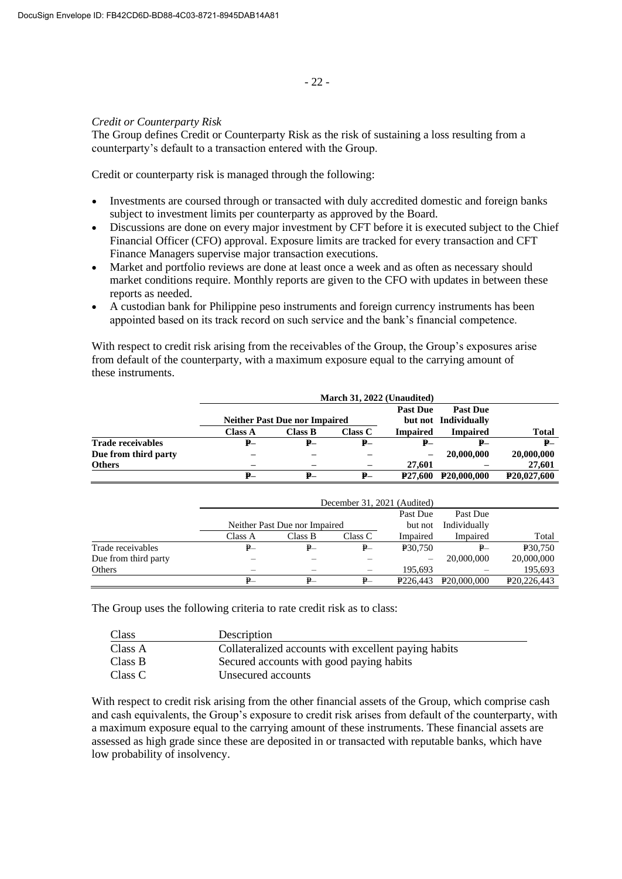*Credit or Counterparty Risk*
The Group defines Credit or Counterparty Risk as the risk of sustaining a loss resulting from a counterparty's default to a transaction entered with the Group.

Credit or counterparty risk is managed through the following:

- Investments are coursed through or transacted with duly accredited domestic and foreign banks subject to investment limits per counterparty as approved by the Board.
- Discussions are done on every major investment by CFT before it is executed subject to the Chief Financial Officer (CFO) approval. Exposure limits are tracked for every transaction and CFT Finance Managers supervise major transaction executions.
- Market and portfolio reviews are done at least once a week and as often as necessary should market conditions require. Monthly reports are given to the CFO with updates in between these reports as needed.
- A custodian bank for Philippine peso instruments and foreign currency instruments has been appointed based on its track record on such service and the bank's financial competence.

With respect to credit risk arising from the receivables of the Group, the Group's exposures arise from default of the counterparty, with a maximum exposure equal to the carrying amount of these instruments.

| | **March 31, 2022 (Unaudited)** | | | | | |
|---|---|---|---|---|---|---|
| | **Neither Past Due nor Impaired** | | | **Past Due but not** | **Past Due Individually** | |
| | **Class A** | **Class B** | **Class C** | **Impaired** | **Impaired** | **Total** |
| **Trade receivables** | **₱–** | **₱–** | **₱–** | **₱–** | **₱–** | **₱–** |
| **Due from third party** | **–** | **–** | **–** | **–** | **20,000,000** | **20,000,000** |
| **Others** | **–** | **–** | **–** | **27,601** | **–** | **27,601** |
| | **₱–** | **₱–** | **₱–** | **₱27,600** | **₱20,000,000** | **₱20,027,600** |

| | December 31, 2021 (Audited) | | | | | |
|---|---|---|---|---|---|---|
| | Neither Past Due nor Impaired | | | Past Due but not | Past Due Individually | |
| | Class A | Class B | Class C | Impaired | Impaired | Total |
| Trade receivables | ₱– | ₱– | ₱– | ₱30,750 | ₱– | ₱30,750 |
| Due from third party | – | – | – | – | 20,000,000 | 20,000,000 |
| Others | – | – | – | 195,693 | – | 195,693 |
| | ₱– | ₱– | ₱– | ₱226,443 | ₱20,000,000 | ₱20,226,443 |

The Group uses the following criteria to rate credit risk as to class:

| Class | Description |
|---|---|
| Class A | Collateralized accounts with excellent paying habits |
| Class B | Secured accounts with good paying habits |
| Class C | Unsecured accounts |

With respect to credit risk arising from the other financial assets of the Group, which comprise cash and cash equivalents, the Group's exposure to credit risk arises from default of the counterparty, with a maximum exposure equal to the carrying amount of these instruments. These financial assets are assessed as high grade since these are deposited in or transacted with reputable banks, which have low probability of insolvency.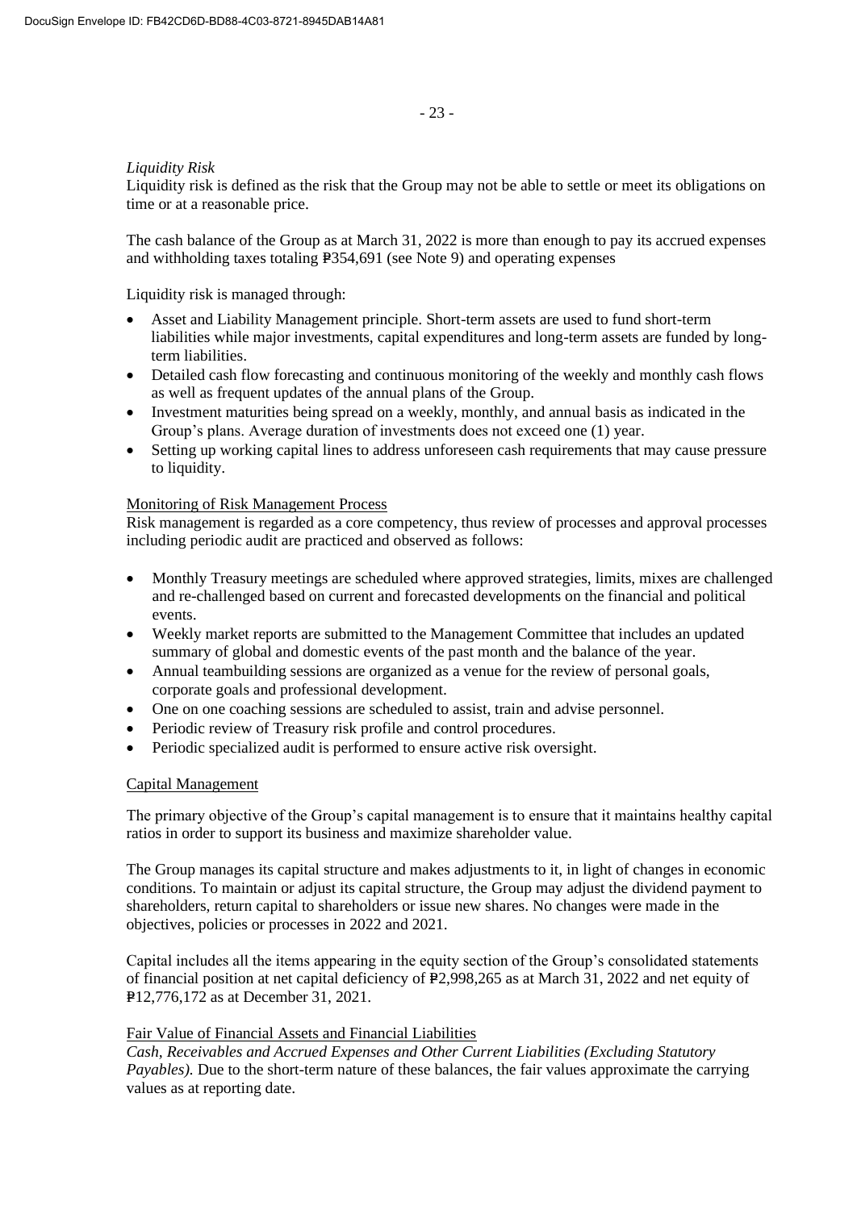*Liquidity Risk*

Liquidity risk is defined as the risk that the Group may not be able to settle or meet its obligations on time or at a reasonable price.

The cash balance of the Group as at March 31, 2022 is more than enough to pay its accrued expenses and withholding taxes totaling ₱354,691 (see Note 9) and operating expenses

Liquidity risk is managed through:

- Asset and Liability Management principle. Short-term assets are used to fund short-term liabilities while major investments, capital expenditures and long-term assets are funded by long-term liabilities.
- Detailed cash flow forecasting and continuous monitoring of the weekly and monthly cash flows as well as frequent updates of the annual plans of the Group.
- Investment maturities being spread on a weekly, monthly, and annual basis as indicated in the Group's plans. Average duration of investments does not exceed one (1) year.
- Setting up working capital lines to address unforeseen cash requirements that may cause pressure to liquidity.

Monitoring of Risk Management Process

Risk management is regarded as a core competency, thus review of processes and approval processes including periodic audit are practiced and observed as follows:

- Monthly Treasury meetings are scheduled where approved strategies, limits, mixes are challenged and re-challenged based on current and forecasted developments on the financial and political events.
- Weekly market reports are submitted to the Management Committee that includes an updated summary of global and domestic events of the past month and the balance of the year.
- Annual teambuilding sessions are organized as a venue for the review of personal goals, corporate goals and professional development.
- One on one coaching sessions are scheduled to assist, train and advise personnel.
- Periodic review of Treasury risk profile and control procedures.
- Periodic specialized audit is performed to ensure active risk oversight.

Capital Management

The primary objective of the Group's capital management is to ensure that it maintains healthy capital ratios in order to support its business and maximize shareholder value.

The Group manages its capital structure and makes adjustments to it, in light of changes in economic conditions. To maintain or adjust its capital structure, the Group may adjust the dividend payment to shareholders, return capital to shareholders or issue new shares. No changes were made in the objectives, policies or processes in 2022 and 2021.

Capital includes all the items appearing in the equity section of the Group's consolidated statements of financial position at net capital deficiency of ₱2,998,265 as at March 31, 2022 and net equity of ₱12,776,172 as at December 31, 2021.

Fair Value of Financial Assets and Financial Liabilities

*Cash, Receivables and Accrued Expenses and Other Current Liabilities (Excluding Statutory Payables).* Due to the short-term nature of these balances, the fair values approximate the carrying values as at reporting date.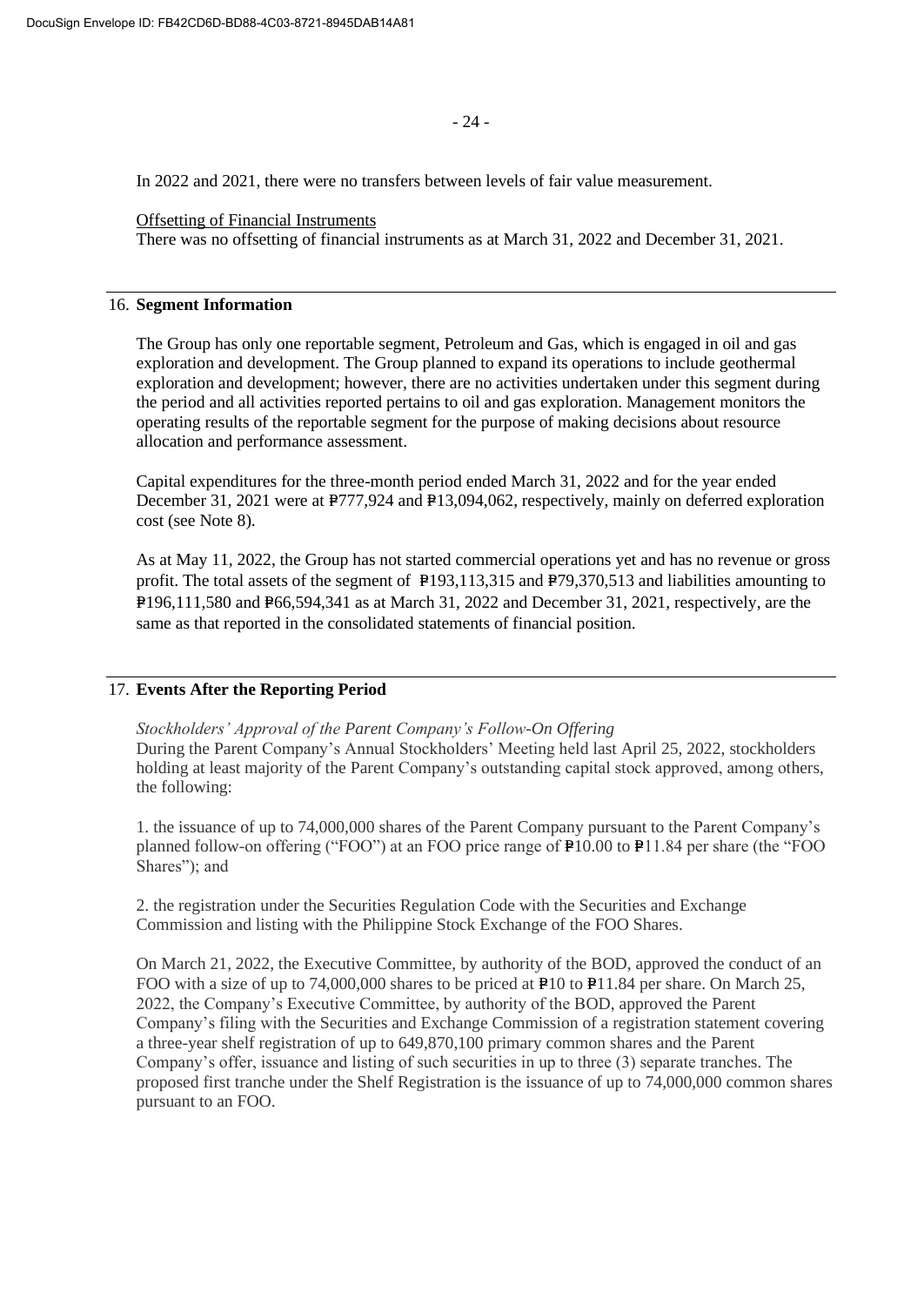In 2022 and 2021, there were no transfers between levels of fair value measurement.

Offsetting of Financial Instruments

There was no offsetting of financial instruments as at March 31, 2022 and December 31, 2021.

## 16. Segment Information

The Group has only one reportable segment, Petroleum and Gas, which is engaged in oil and gas exploration and development. The Group planned to expand its operations to include geothermal exploration and development; however, there are no activities undertaken under this segment during the period and all activities reported pertains to oil and gas exploration. Management monitors the operating results of the reportable segment for the purpose of making decisions about resource allocation and performance assessment.

Capital expenditures for the three-month period ended March 31, 2022 and for the year ended December 31, 2021 were at ₱777,924 and ₱13,094,062, respectively, mainly on deferred exploration cost (see Note 8).

As at May 11, 2022, the Group has not started commercial operations yet and has no revenue or gross profit. The total assets of the segment of ₱193,113,315 and ₱79,370,513 and liabilities amounting to ₱196,111,580 and ₱66,594,341 as at March 31, 2022 and December 31, 2021, respectively, are the same as that reported in the consolidated statements of financial position.

## 17. Events After the Reporting Period

*Stockholders' Approval of the Parent Company's Follow-On Offering*

During the Parent Company's Annual Stockholders' Meeting held last April 25, 2022, stockholders holding at least majority of the Parent Company's outstanding capital stock approved, among others, the following:

1. the issuance of up to 74,000,000 shares of the Parent Company pursuant to the Parent Company's planned follow-on offering ("FOO") at an FOO price range of ₱10.00 to ₱11.84 per share (the "FOO Shares"); and

2. the registration under the Securities Regulation Code with the Securities and Exchange Commission and listing with the Philippine Stock Exchange of the FOO Shares.

On March 21, 2022, the Executive Committee, by authority of the BOD, approved the conduct of an FOO with a size of up to 74,000,000 shares to be priced at ₱10 to ₱11.84 per share. On March 25, 2022, the Company's Executive Committee, by authority of the BOD, approved the Parent Company's filing with the Securities and Exchange Commission of a registration statement covering a three-year shelf registration of up to 649,870,100 primary common shares and the Parent Company's offer, issuance and listing of such securities in up to three (3) separate tranches. The proposed first tranche under the Shelf Registration is the issuance of up to 74,000,000 common shares pursuant to an FOO.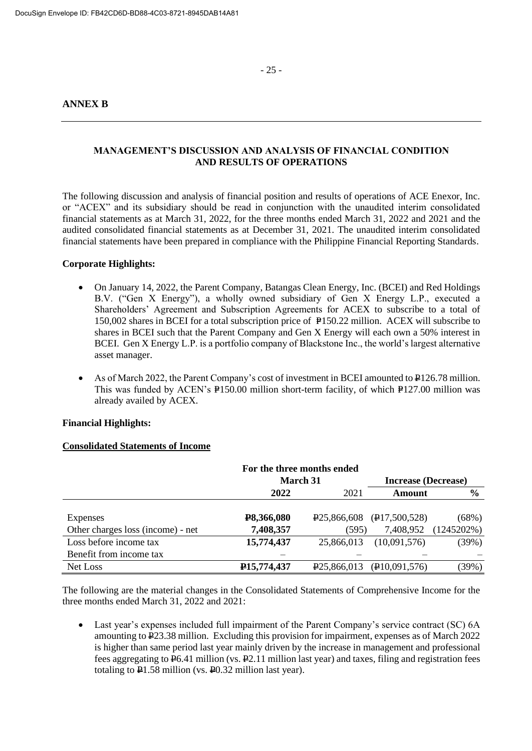**ANNEX B**

---

## MANAGEMENT'S DISCUSSION AND ANALYSIS OF FINANCIAL CONDITION AND RESULTS OF OPERATIONS

The following discussion and analysis of financial position and results of operations of ACE Enexor, Inc. or "ACEX" and its subsidiary should be read in conjunction with the unaudited interim consolidated financial statements as at March 31, 2022, for the three months ended March 31, 2022 and 2021 and the audited consolidated financial statements as at December 31, 2021. The unaudited interim consolidated financial statements have been prepared in compliance with the Philippine Financial Reporting Standards.

**Corporate Highlights:**

- On January 14, 2022, the Parent Company, Batangas Clean Energy, Inc. (BCEI) and Red Holdings B.V. ("Gen X Energy"), a wholly owned subsidiary of Gen X Energy L.P., executed a Shareholders' Agreement and Subscription Agreements for ACEX to subscribe to a total of 150,002 shares in BCEI for a total subscription price of ₱150.22 million. ACEX will subscribe to shares in BCEI such that the Parent Company and Gen X Energy will each own a 50% interest in BCEI. Gen X Energy L.P. is a portfolio company of Blackstone Inc., the world's largest alternative asset manager.
- As of March 2022, the Parent Company's cost of investment in BCEI amounted to ₱126.78 million. This was funded by ACEN's ₱150.00 million short-term facility, of which ₱127.00 million was already availed by ACEX.

**Financial Highlights:**

**Consolidated Statements of Income**

| | For the three months ended March 31 | | Increase (Decrease) | |
|---|---|---|---|---|
| | **2022** | 2021 | **Amount** | **%** |
| Expenses | **₱8,366,080** | ₱25,866,608 | (₱17,500,528) | (68%) |
| Other charges loss (income) - net | **7,408,357** | (595) | 7,408,952 | (1245202%) |
| Loss before income tax | **15,774,437** | 25,866,013 | (10,091,576) | (39%) |
| Benefit from income tax | – | – | – | – |
| Net Loss | **₱15,774,437** | ₱25,866,013 | (₱10,091,576) | (39%) |

The following are the material changes in the Consolidated Statements of Comprehensive Income for the three months ended March 31, 2022 and 2021:

- Last year's expenses included full impairment of the Parent Company's service contract (SC) 6A amounting to ₱23.38 million. Excluding this provision for impairment, expenses as of March 2022 is higher than same period last year mainly driven by the increase in management and professional fees aggregating to ₱6.41 million (vs. ₱2.11 million last year) and taxes, filing and registration fees totaling to ₱1.58 million (vs. ₱0.32 million last year).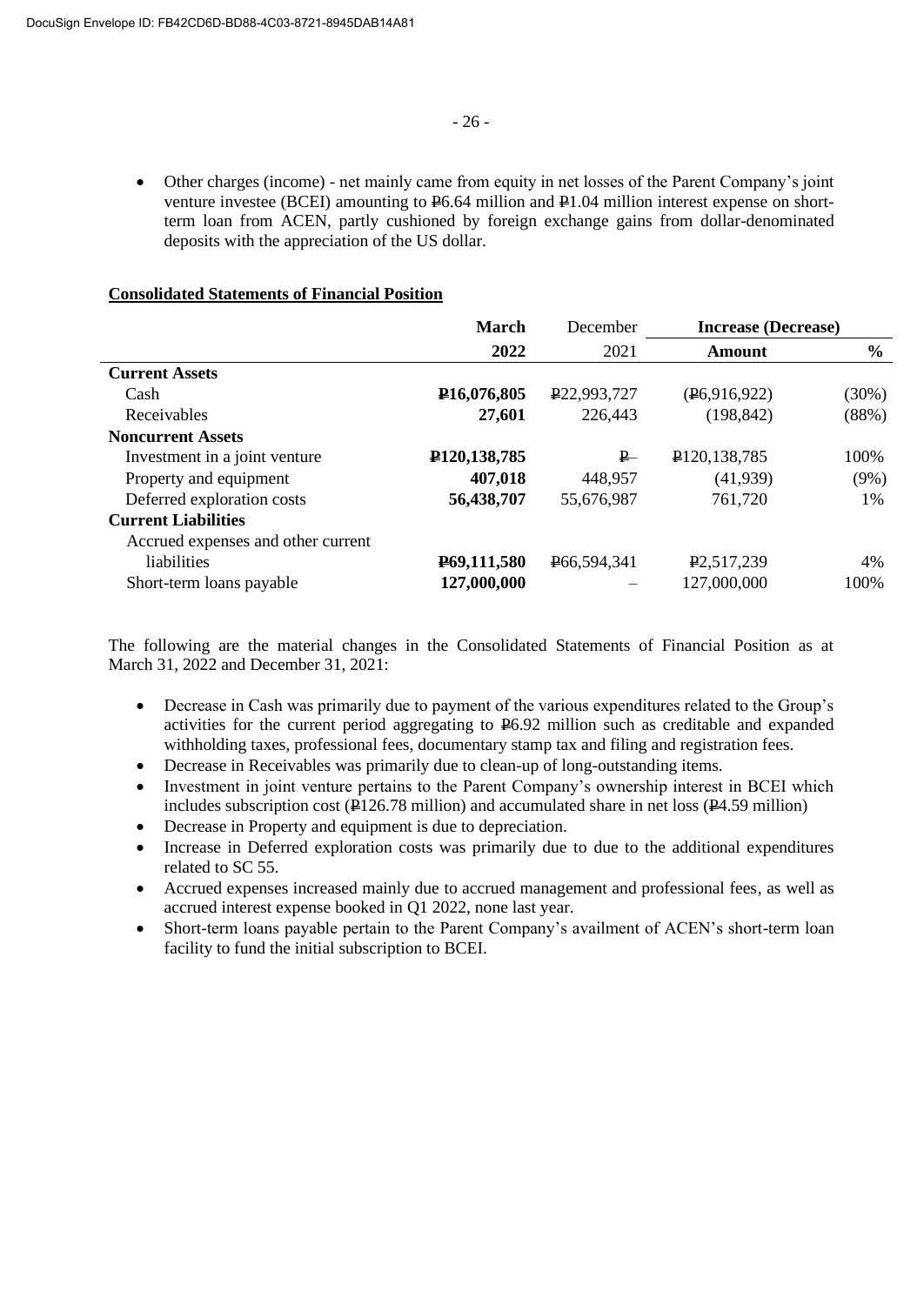- Other charges (income) - net mainly came from equity in net losses of the Parent Company's joint venture investee (BCEI) amounting to ₱6.64 million and ₱1.04 million interest expense on short-term loan from ACEN, partly cushioned by foreign exchange gains from dollar-denominated deposits with the appreciation of the US dollar.

**Consolidated Statements of Financial Position**

| | **March 2022** | December 2021 | **Increase (Decrease) Amount** | **%** |
|---|---|---|---|---|
| **Current Assets** | | | | |
| Cash | **₱16,076,805** | ₱22,993,727 | (₱6,916,922) | (30%) |
| Receivables | **27,601** | 226,443 | (198,842) | (88%) |
| **Noncurrent Assets** | | | | |
| Investment in a joint venture | **₱120,138,785** | ₱– | ₱120,138,785 | 100% |
| Property and equipment | **407,018** | 448,957 | (41,939) | (9%) |
| Deferred exploration costs | **56,438,707** | 55,676,987 | 761,720 | 1% |
| **Current Liabilities** | | | | |
| Accrued expenses and other current liabilities | **₱69,111,580** | ₱66,594,341 | ₱2,517,239 | 4% |
| Short-term loans payable | **127,000,000** | – | 127,000,000 | 100% |

The following are the material changes in the Consolidated Statements of Financial Position as at March 31, 2022 and December 31, 2021:

- Decrease in Cash was primarily due to payment of the various expenditures related to the Group's activities for the current period aggregating to ₱6.92 million such as creditable and expanded withholding taxes, professional fees, documentary stamp tax and filing and registration fees.
- Decrease in Receivables was primarily due to clean-up of long-outstanding items.
- Investment in joint venture pertains to the Parent Company's ownership interest in BCEI which includes subscription cost (₱126.78 million) and accumulated share in net loss (₱4.59 million)
- Decrease in Property and equipment is due to depreciation.
- Increase in Deferred exploration costs was primarily due to due to the additional expenditures related to SC 55.
- Accrued expenses increased mainly due to accrued management and professional fees, as well as accrued interest expense booked in Q1 2022, none last year.
- Short-term loans payable pertain to the Parent Company's availment of ACEN's short-term loan facility to fund the initial subscription to BCEI.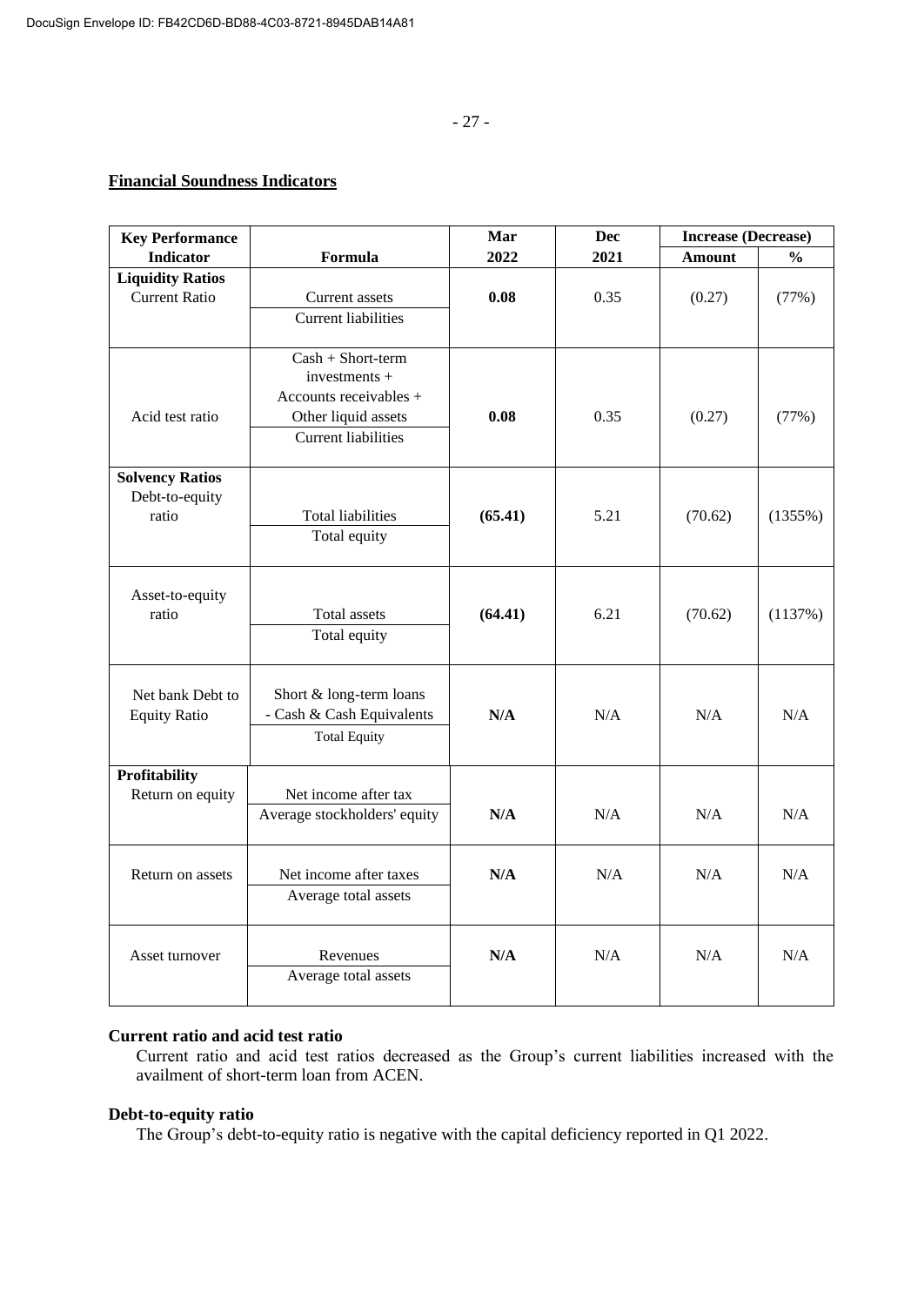## Financial Soundness Indicators

| Key Performance Indicator | Formula | Mar 2022 | Dec 2021 | Increase (Decrease) Amount | Increase (Decrease) % |
|---|---|---|---|---|---|
| **Liquidity Ratios** | | | | | |
| Current Ratio | Current assets / Current liabilities | **0.08** | 0.35 | (0.27) | (77%) |
| Acid test ratio | Cash + Short-term investments + Accounts receivables + Other liquid assets / Current liabilities | **0.08** | 0.35 | (0.27) | (77%) |
| **Solvency Ratios** | | | | | |
| Debt-to-equity ratio | Total liabilities / Total equity | **(65.41)** | 5.21 | (70.62) | (1355%) |
| Asset-to-equity ratio | Total assets / Total equity | **(64.41)** | 6.21 | (70.62) | (1137%) |
| Net bank Debt to Equity Ratio | Short & long-term loans - Cash & Cash Equivalents / Total Equity | **N/A** | N/A | N/A | N/A |
| **Profitability** | | | | | |
| Return on equity | Net income after tax / Average stockholders' equity | **N/A** | N/A | N/A | N/A |
| Return on assets | Net income after taxes / Average total assets | **N/A** | N/A | N/A | N/A |
| Asset turnover | Revenues / Average total assets | **N/A** | N/A | N/A | N/A |

**Current ratio and acid test ratio**

Current ratio and acid test ratios decreased as the Group's current liabilities increased with the availment of short-term loan from ACEN.

**Debt-to-equity ratio**

The Group's debt-to-equity ratio is negative with the capital deficiency reported in Q1 2022.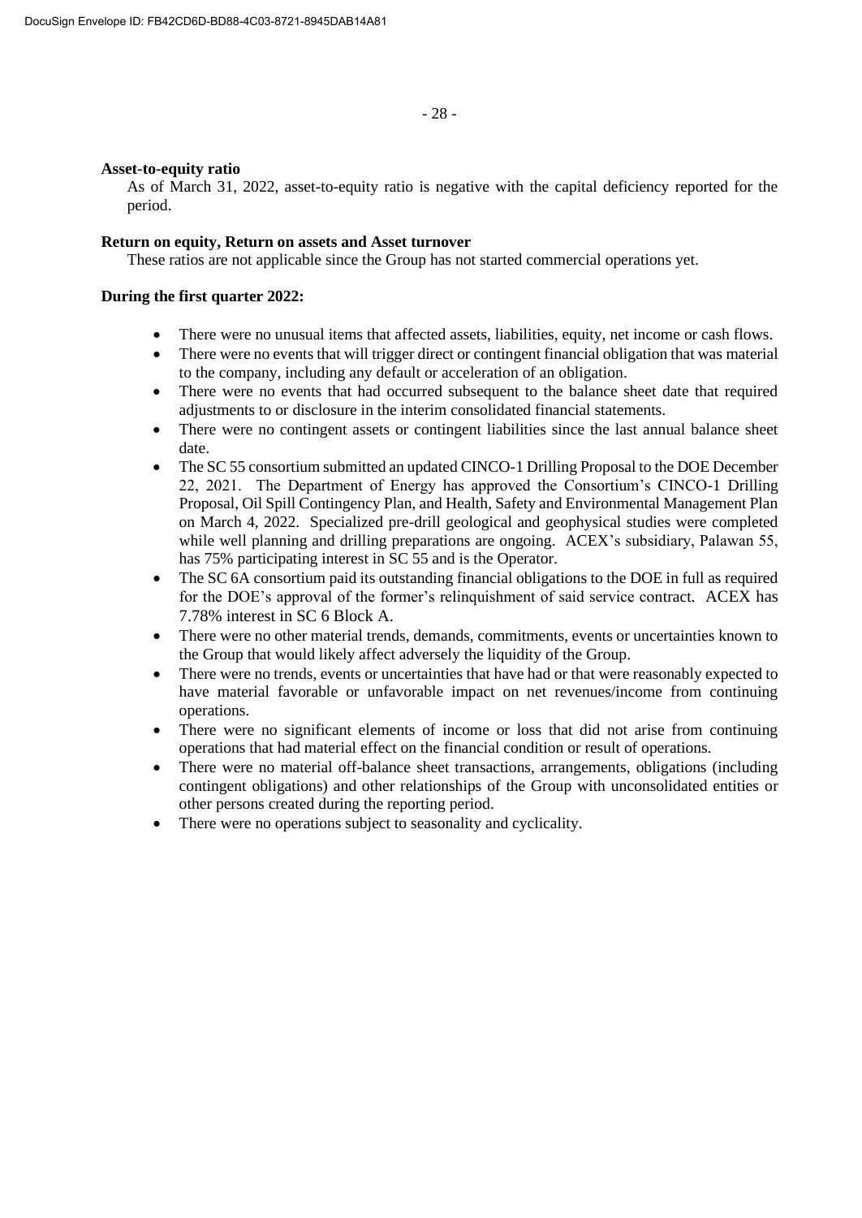**Asset-to-equity ratio**

As of March 31, 2022, asset-to-equity ratio is negative with the capital deficiency reported for the period.

**Return on equity, Return on assets and Asset turnover**

These ratios are not applicable since the Group has not started commercial operations yet.

**During the first quarter 2022:**

- There were no unusual items that affected assets, liabilities, equity, net income or cash flows.
- There were no events that will trigger direct or contingent financial obligation that was material to the company, including any default or acceleration of an obligation.
- There were no events that had occurred subsequent to the balance sheet date that required adjustments to or disclosure in the interim consolidated financial statements.
- There were no contingent assets or contingent liabilities since the last annual balance sheet date.
- The SC 55 consortium submitted an updated CINCO-1 Drilling Proposal to the DOE December 22, 2021. The Department of Energy has approved the Consortium's CINCO-1 Drilling Proposal, Oil Spill Contingency Plan, and Health, Safety and Environmental Management Plan on March 4, 2022. Specialized pre-drill geological and geophysical studies were completed while well planning and drilling preparations are ongoing. ACEX's subsidiary, Palawan 55, has 75% participating interest in SC 55 and is the Operator.
- The SC 6A consortium paid its outstanding financial obligations to the DOE in full as required for the DOE's approval of the former's relinquishment of said service contract. ACEX has 7.78% interest in SC 6 Block A.
- There were no other material trends, demands, commitments, events or uncertainties known to the Group that would likely affect adversely the liquidity of the Group.
- There were no trends, events or uncertainties that have had or that were reasonably expected to have material favorable or unfavorable impact on net revenues/income from continuing operations.
- There were no significant elements of income or loss that did not arise from continuing operations that had material effect on the financial condition or result of operations.
- There were no material off-balance sheet transactions, arrangements, obligations (including contingent obligations) and other relationships of the Group with unconsolidated entities or other persons created during the reporting period.
- There were no operations subject to seasonality and cyclicality.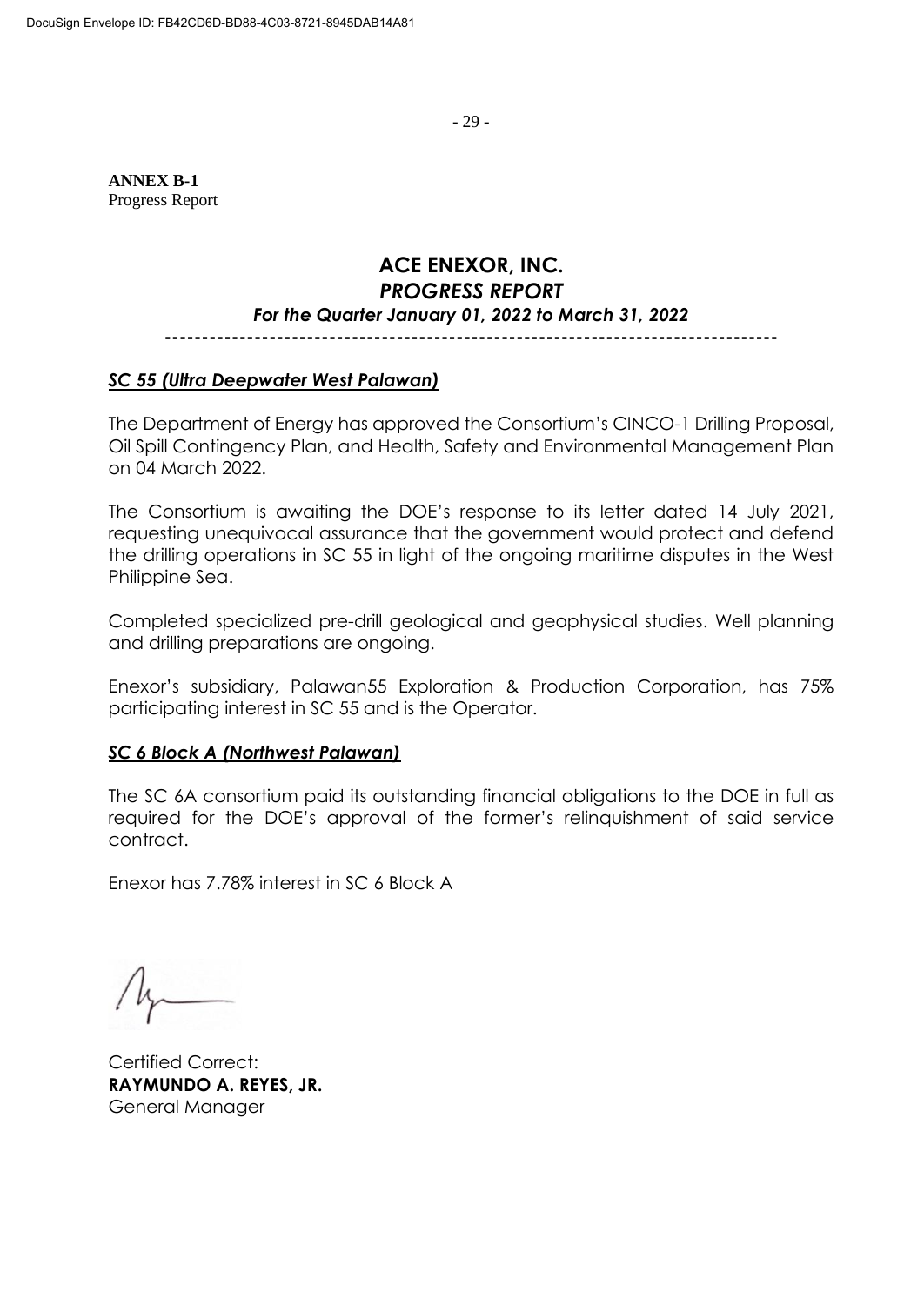**ANNEX B-1**
Progress Report

# ACE ENEXOR, INC.
## *PROGRESS REPORT*
### *For the Quarter January 01, 2022 to March 31, 2022*

---

***SC 55 (Ultra Deepwater West Palawan)***

The Department of Energy has approved the Consortium's CINCO-1 Drilling Proposal, Oil Spill Contingency Plan, and Health, Safety and Environmental Management Plan on 04 March 2022.

The Consortium is awaiting the DOE's response to its letter dated 14 July 2021, requesting unequivocal assurance that the government would protect and defend the drilling operations in SC 55 in light of the ongoing maritime disputes in the West Philippine Sea.

Completed specialized pre-drill geological and geophysical studies. Well planning and drilling preparations are ongoing.

Enexor's subsidiary, Palawan55 Exploration & Production Corporation, has 75% participating interest in SC 55 and is the Operator.

***SC 6 Block A (Northwest Palawan)***

The SC 6A consortium paid its outstanding financial obligations to the DOE in full as required for the DOE's approval of the former's relinquishment of said service contract.

Enexor has 7.78% interest in SC 6 Block A

Certified Correct:
**RAYMUNDO A. REYES, JR.**
General Manager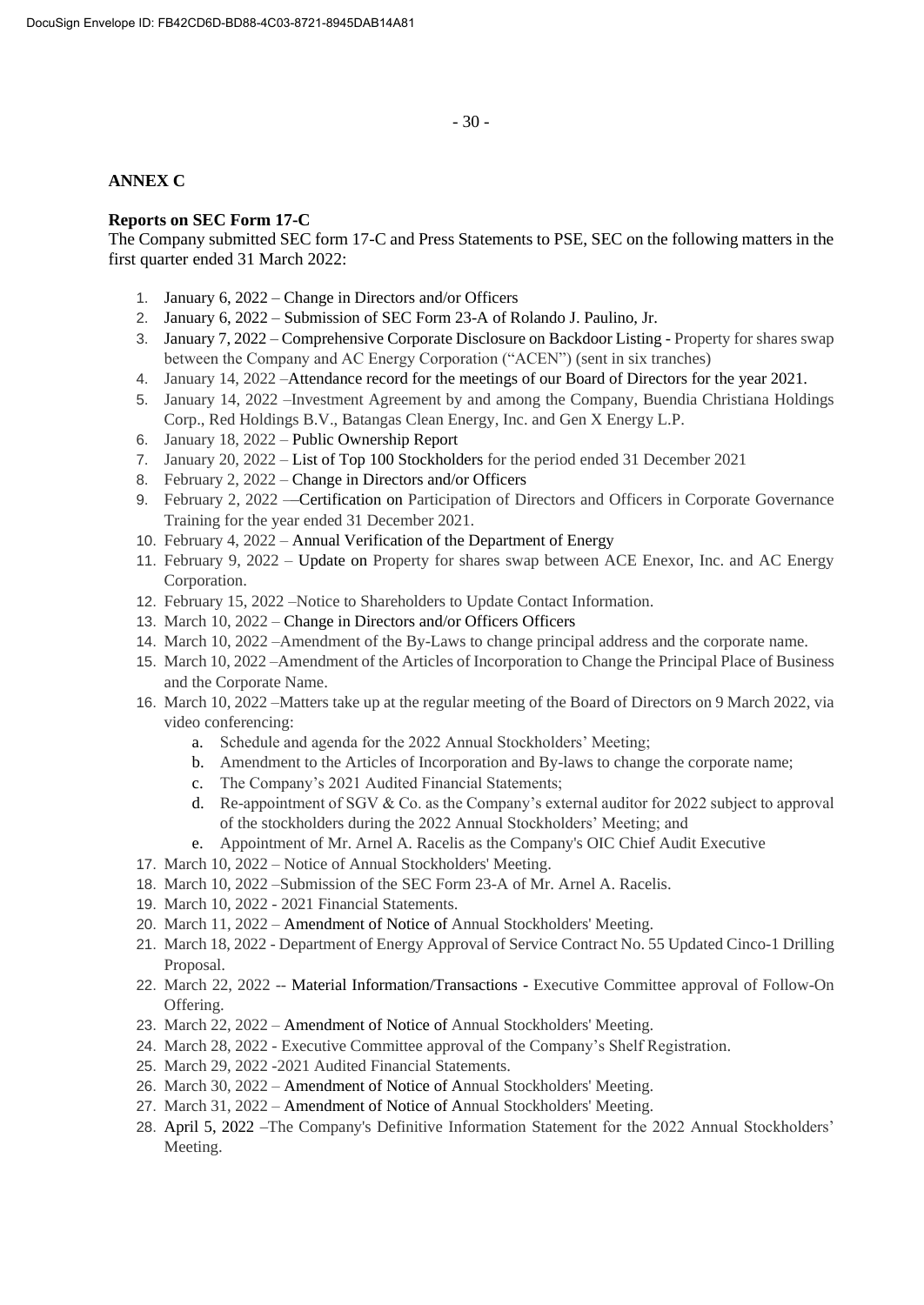## ANNEX C

**Reports on SEC Form 17-C**

The Company submitted SEC form 17-C and Press Statements to PSE, SEC on the following matters in the first quarter ended 31 March 2022:

1. January 6, 2022 – Change in Directors and/or Officers
2. January 6, 2022 – Submission of SEC Form 23-A of Rolando J. Paulino, Jr.
3. January 7, 2022 – Comprehensive Corporate Disclosure on Backdoor Listing - Property for shares swap between the Company and AC Energy Corporation ("ACEN") (sent in six tranches)
4. January 14, 2022 –Attendance record for the meetings of our Board of Directors for the year 2021.
5. January 14, 2022 –Investment Agreement by and among the Company, Buendia Christiana Holdings Corp., Red Holdings B.V., Batangas Clean Energy, Inc. and Gen X Energy L.P.
6. January 18, 2022 – Public Ownership Report
7. January 20, 2022 – List of Top 100 Stockholders for the period ended 31 December 2021
8. February 2, 2022 – Change in Directors and/or Officers
9. February 2, 2022 —Certification on Participation of Directors and Officers in Corporate Governance Training for the year ended 31 December 2021.
10. February 4, 2022 – Annual Verification of the Department of Energy
11. February 9, 2022 – Update on Property for shares swap between ACE Enexor, Inc. and AC Energy Corporation.
12. February 15, 2022 –Notice to Shareholders to Update Contact Information.
13. March 10, 2022 – Change in Directors and/or Officers Officers
14. March 10, 2022 –Amendment of the By-Laws to change principal address and the corporate name.
15. March 10, 2022 –Amendment of the Articles of Incorporation to Change the Principal Place of Business and the Corporate Name.
16. March 10, 2022 –Matters take up at the regular meeting of the Board of Directors on 9 March 2022, via video conferencing:
    a. Schedule and agenda for the 2022 Annual Stockholders' Meeting;
    b. Amendment to the Articles of Incorporation and By-laws to change the corporate name;
    c. The Company's 2021 Audited Financial Statements;
    d. Re-appointment of SGV & Co. as the Company's external auditor for 2022 subject to approval of the stockholders during the 2022 Annual Stockholders' Meeting; and
    e. Appointment of Mr. Arnel A. Racelis as the Company's OIC Chief Audit Executive
17. March 10, 2022 – Notice of Annual Stockholders' Meeting.
18. March 10, 2022 –Submission of the SEC Form 23-A of Mr. Arnel A. Racelis.
19. March 10, 2022 - 2021 Financial Statements.
20. March 11, 2022 – Amendment of Notice of Annual Stockholders' Meeting.
21. March 18, 2022 - Department of Energy Approval of Service Contract No. 55 Updated Cinco-1 Drilling Proposal.
22. March 22, 2022 -- Material Information/Transactions - Executive Committee approval of Follow-On Offering.
23. March 22, 2022 – Amendment of Notice of Annual Stockholders' Meeting.
24. March 28, 2022 - Executive Committee approval of the Company's Shelf Registration.
25. March 29, 2022 -2021 Audited Financial Statements.
26. March 30, 2022 – Amendment of Notice of Annual Stockholders' Meeting.
27. March 31, 2022 – Amendment of Notice of Annual Stockholders' Meeting.
28. April 5, 2022 –The Company's Definitive Information Statement for the 2022 Annual Stockholders' Meeting.